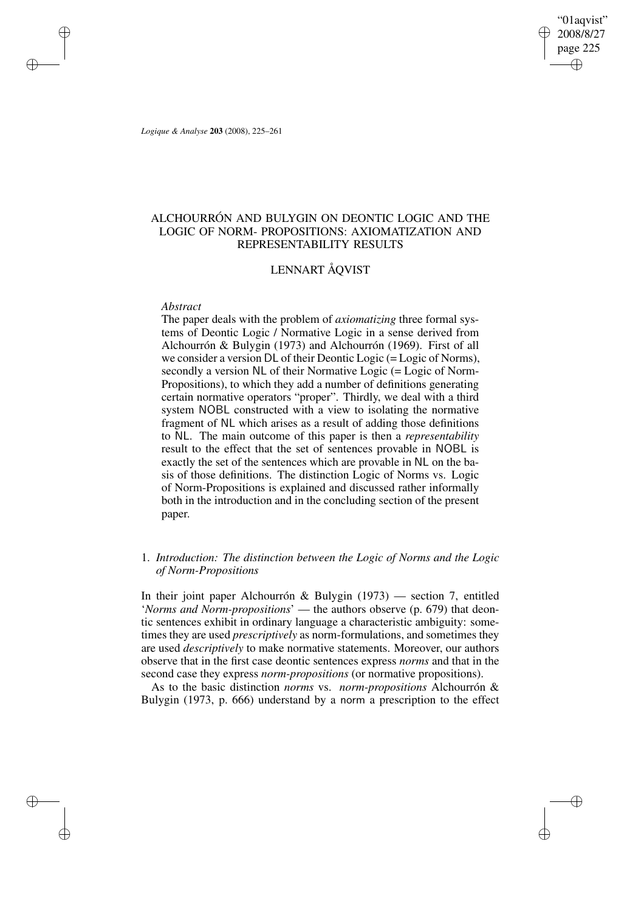# ALCHOURRÓN AND BULYGIN ON DEONTIC LOGIC AND THE LOGIC OF NORM- PROPOSITIONS: AXIOMATIZATION AND REPRESENTABILITY RESULTS

## LENNART ÅQVIST

*Abstract*

The paper deals with the problem of *axiomatizing* three formal systems of Deontic Logic / Normative Logic in a sense derived from Alchourrón & Bulygin (1973) and Alchourrón (1969). First of all we consider a version DL of their Deontic Logic (= Logic of Norms), secondly a version NL of their Normative Logic (= Logic of Norm-Propositions), to which they add a number of definitions generating certain normative operators "proper". Thirdly, we deal with a third system NOBL constructed with a view to isolating the normative fragment of NL which arises as a result of adding those definitions to NL. The main outcome of this paper is then a *representability* result to the effect that the set of sentences provable in NOBL is exactly the set of the sentences which are provable in NL on the basis of those definitions. The distinction Logic of Norms vs. Logic of Norm-Propositions is explained and discussed rather informally both in the introduction and in the concluding section of the present paper.

### 1. *Introduction: The distinction between the Logic of Norms and the Logic of Norm-Propositions*

In their joint paper Alchourrón & Bulygin (1973) — section 7, entitled '*Norms and Norm-propositions*' — the authors observe (p. 679) that deontic sentences exhibit in ordinary language a characteristic ambiguity: sometimes they are used *prescriptively* as norm-formulations, and sometimes they are used *descriptively* to make normative statements. Moreover, our authors observe that in the first case deontic sentences express *norms* and that in the second case they express *norm-propositions* (or normative propositions).

As to the basic distinction *norms* vs. *norm-propositions* Alchourrón & Bulygin (1973, p. 666) understand by a norm a prescription to the effect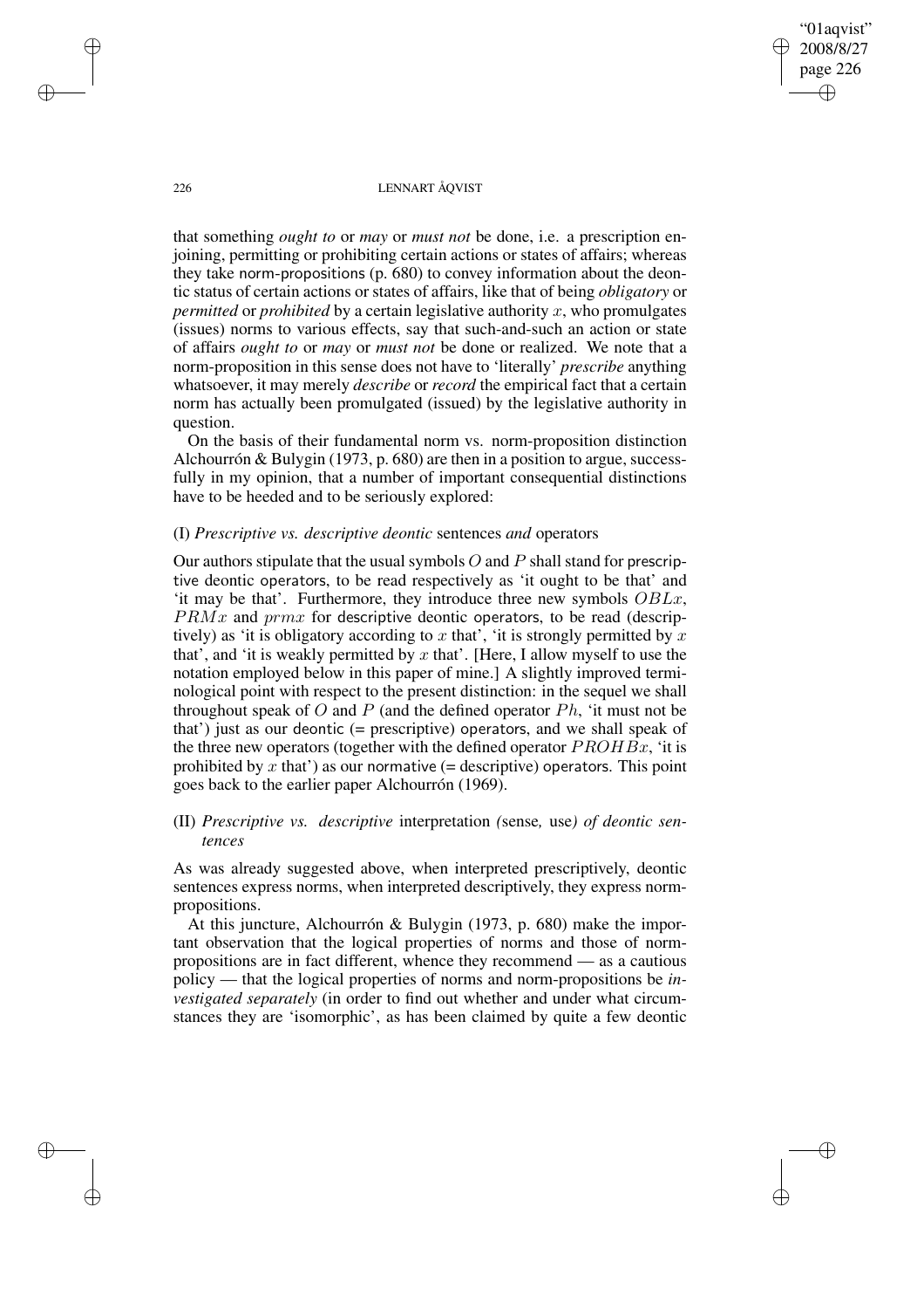that something *ought to* or *may* or *must not* be done, i.e. a prescription enjoining, permitting or prohibiting certain actions or states of affairs; whereas they take norm-propositions (p. 680) to convey information about the deontic status of certain actions or states of affairs, like that of being *obligatory* or *permitted* or *prohibited* by a certain legislative authority $x$, who promulgates (issues) norms to various effects, say that such-and-such an action or state of affairs *ought to* or *may* or *must not* be done or realized. We note that a norm-proposition in this sense does not have to 'literally' *prescribe* anything whatsoever, it may merely *describe* or *record* the empirical fact that a certain norm has actually been promulgated (issued) by the legislative authority in question.

On the basis of their fundamental norm vs. norm-proposition distinction Alchourrón & Bulygin (1973, p. 680) are then in a position to argue, successfully in my opinion, that a number of important consequential distinctions have to be heeded and to be seriously explored:

(I) *Prescriptive vs. descriptive deontic* sentences *and* operators

Our authors stipulate that the usual symbols $O$ and $P$ shall stand for prescriptive deontic operators, to be read respectively as 'it ought to be that' and 'it may be that'. Furthermore, they introduce three new symbols $OBLx$, $PRMx$ and $prmx$ for descriptive deontic operators, to be read (descriptively) as 'it is obligatory according to $x$ that', 'it is strongly permitted by $x$ that', and 'it is weakly permitted by $x$ that'. [Here, I allow myself to use the notation employed below in this paper of mine.] A slightly improved terminological point with respect to the present distinction: in the sequel we shall throughout speak of $O$ and $P$ (and the defined operator $Ph$, 'it must not be that') just as our deontic (= prescriptive) operators, and we shall speak of the three new operators (together with the defined operator $PROHBx$, 'it is prohibited by $x$ that') as our normative (= descriptive) operators. This point goes back to the earlier paper Alchourrón (1969).

(II) *Prescriptive vs. descriptive* interpretation *(*sense*,* use*) of deontic sentences*

As was already suggested above, when interpreted prescriptively, deontic sentences express norms, when interpreted descriptively, they express norm-propositions.

At this juncture, Alchourrón & Bulygin (1973, p. 680) make the important observation that the logical properties of norms and those of norm-propositions are in fact different, whence they recommend — as a cautious policy — that the logical properties of norms and norm-propositions be *investigated separately* (in order to find out whether and under what circumstances they are 'isomorphic', as has been claimed by quite a few deontic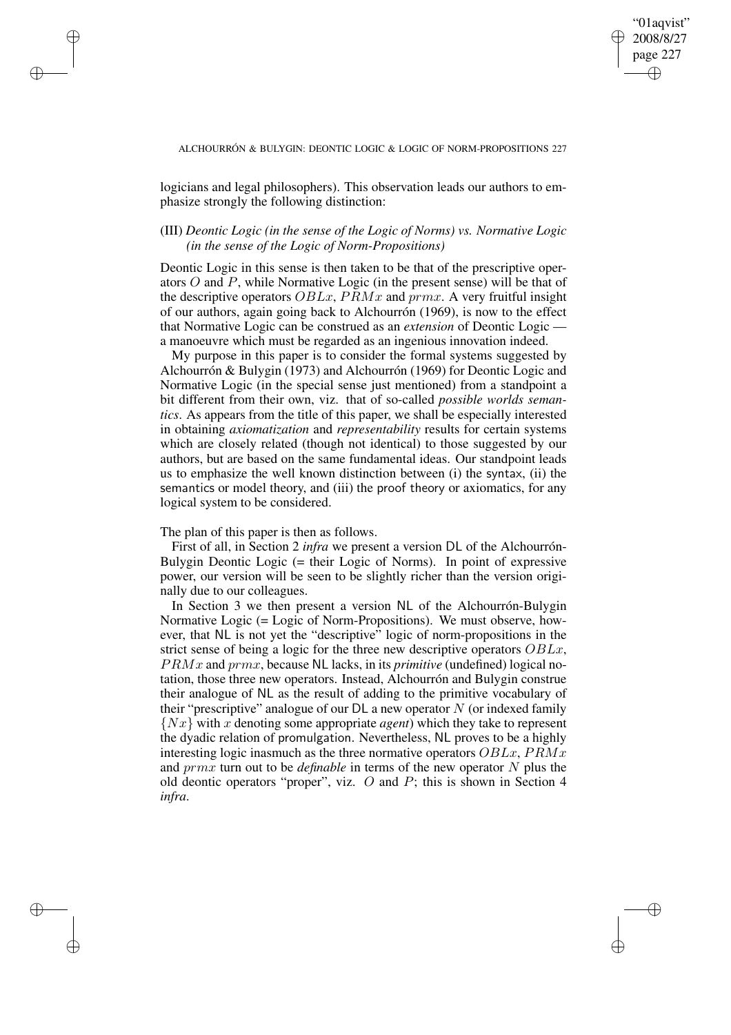logicians and legal philosophers). This observation leads our authors to emphasize strongly the following distinction:

(III) *Deontic Logic (in the sense of the Logic of Norms) vs. Normative Logic (in the sense of the Logic of Norm-Propositions)*

Deontic Logic in this sense is then taken to be that of the prescriptive operators $O$ and $P$, while Normative Logic (in the present sense) will be that of the descriptive operators $OBLx$, $PRMx$ and $prmx$. A very fruitful insight of our authors, again going back to Alchourrón (1969), is now to the effect that Normative Logic can be construed as an *extension* of Deontic Logic — a manoeuvre which must be regarded as an ingenious innovation indeed.

My purpose in this paper is to consider the formal systems suggested by Alchourrón & Bulygin (1973) and Alchourrón (1969) for Deontic Logic and Normative Logic (in the special sense just mentioned) from a standpoint a bit different from their own, viz. that of so-called *possible worlds semantics*. As appears from the title of this paper, we shall be especially interested in obtaining *axiomatization* and *representability* results for certain systems which are closely related (though not identical) to those suggested by our authors, but are based on the same fundamental ideas. Our standpoint leads us to emphasize the well known distinction between (i) the syntax, (ii) the semantics or model theory, and (iii) the proof theory or axiomatics, for any logical system to be considered.

The plan of this paper is then as follows.

First of all, in Section 2 *infra* we present a version DL of the Alchourrón-Bulygin Deontic Logic (= their Logic of Norms). In point of expressive power, our version will be seen to be slightly richer than the version originally due to our colleagues.

In Section 3 we then present a version NL of the Alchourrón-Bulygin Normative Logic (= Logic of Norm-Propositions). We must observe, however, that NL is not yet the "descriptive" logic of norm-propositions in the strict sense of being a logic for the three new descriptive operators $OBLx$, $PRMx$ and $prmx$, because NL lacks, in its *primitive* (undefined) logical notation, those three new operators. Instead, Alchourrón and Bulygin construe their analogue of NL as the result of adding to the primitive vocabulary of their "prescriptive" analogue of our DL a new operator $N$ (or indexed family $\{Nx\}$ with $x$ denoting some appropriate *agent*) which they take to represent the dyadic relation of promulgation. Nevertheless, NL proves to be a highly interesting logic inasmuch as the three normative operators $OBLx$, $PRMx$ and $prmx$ turn out to be *definable* in terms of the new operator $N$ plus the old deontic operators "proper", viz. $O$ and $P$; this is shown in Section 4 *infra*.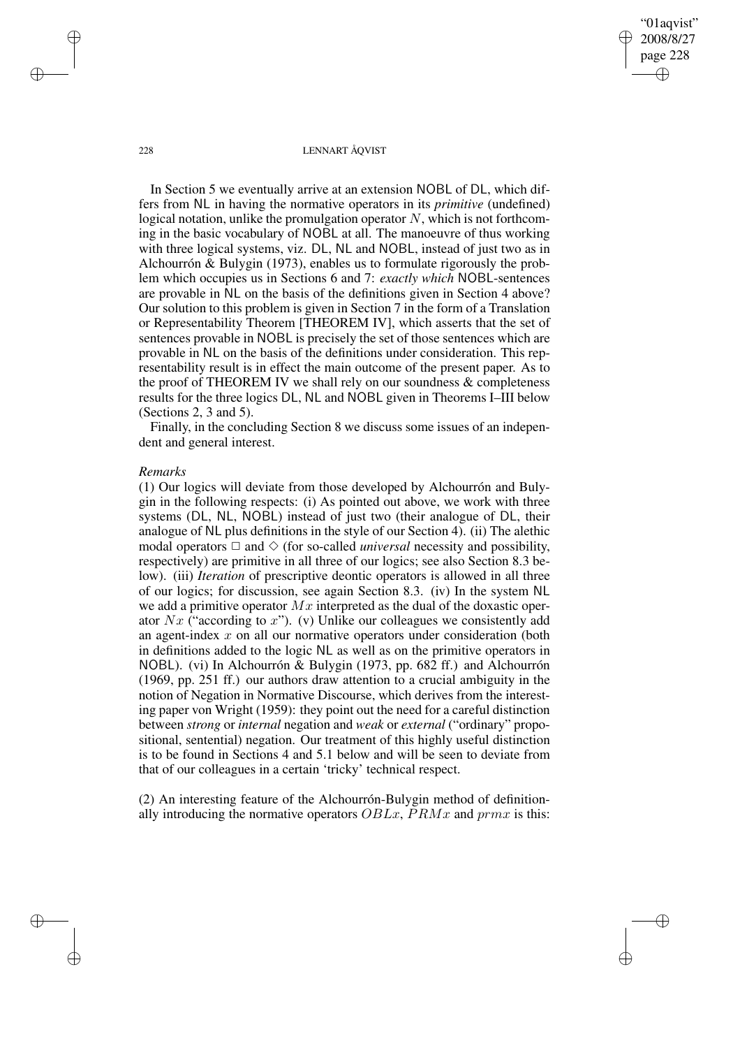In Section 5 we eventually arrive at an extension NOBL of DL, which differs from NL in having the normative operators in its *primitive* (undefined) logical notation, unlike the promulgation operator $N$, which is not forthcoming in the basic vocabulary of NOBL at all. The manoeuvre of thus working with three logical systems, viz. DL, NL and NOBL, instead of just two as in Alchourrón & Bulygin (1973), enables us to formulate rigorously the problem which occupies us in Sections 6 and 7: *exactly which* NOBL-sentences are provable in NL on the basis of the definitions given in Section 4 above? Our solution to this problem is given in Section 7 in the form of a Translation or Representability Theorem [THEOREM IV], which asserts that the set of sentences provable in NOBL is precisely the set of those sentences which are provable in NL on the basis of the definitions under consideration. This representability result is in effect the main outcome of the present paper. As to the proof of THEOREM IV we shall rely on our soundness & completeness results for the three logics DL, NL and NOBL given in Theorems I–III below (Sections 2, 3 and 5).

Finally, in the concluding Section 8 we discuss some issues of an independent and general interest.

*Remarks*

(1) Our logics will deviate from those developed by Alchourrón and Bulygin in the following respects: (i) As pointed out above, we work with three systems (DL, NL, NOBL) instead of just two (their analogue of DL, their analogue of NL plus definitions in the style of our Section 4). (ii) The alethic modal operators $\Box$ and $\Diamond$ (for so-called *universal* necessity and possibility, respectively) are primitive in all three of our logics; see also Section 8.3 below). (iii) *Iteration* of prescriptive deontic operators is allowed in all three of our logics; for discussion, see again Section 8.3. (iv) In the system NL we add a primitive operator $Mx$ interpreted as the dual of the doxastic operator $Nx$ ("according to $x$"). (v) Unlike our colleagues we consistently add an agent-index $x$ on all our normative operators under consideration (both in definitions added to the logic NL as well as on the primitive operators in NOBL). (vi) In Alchourrón & Bulygin (1973, pp. 682 ff.) and Alchourrón (1969, pp. 251 ff.) our authors draw attention to a crucial ambiguity in the notion of Negation in Normative Discourse, which derives from the interesting paper von Wright (1959): they point out the need for a careful distinction between *strong* or *internal* negation and *weak* or *external* ("ordinary" propositional, sentential) negation. Our treatment of this highly useful distinction is to be found in Sections 4 and 5.1 below and will be seen to deviate from that of our colleagues in a certain 'tricky' technical respect.

(2) An interesting feature of the Alchourrón-Bulygin method of definitionally introducing the normative operators $OBLx$, $PRMx$ and $prmx$ is this: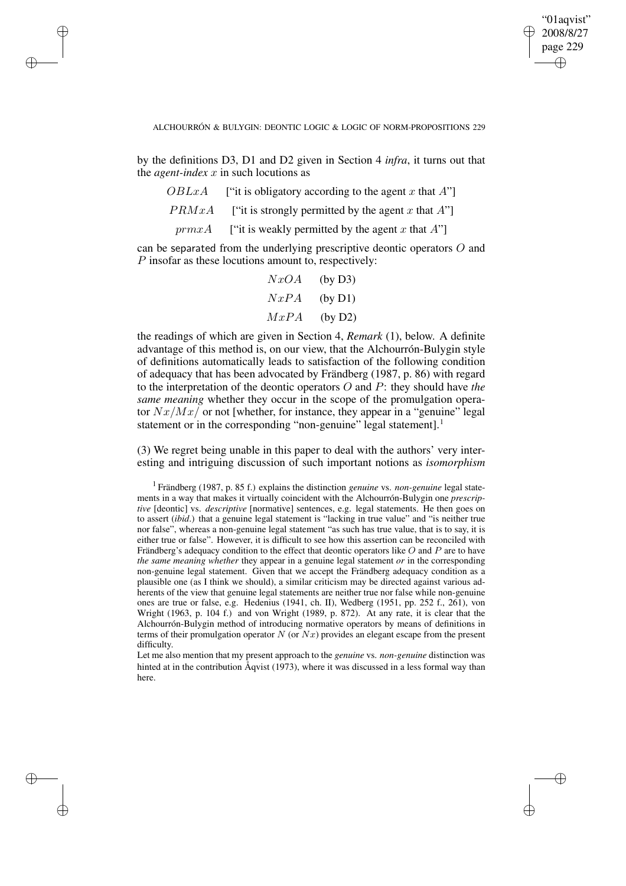by the definitions D3, D1 and D2 given in Section 4 *infra*, it turns out that the *agent-index* $x$ in such locutions as

$OBLxA$ ["it is obligatory according to the agent $x$ that $A$"]

$PRMxA$ ["it is strongly permitted by the agent $x$ that $A$"]

$prmxA$ ["it is weakly permitted by the agent $x$ that $A$"]

can be separated from the underlying prescriptive deontic operators $O$ and $P$ insofar as these locutions amount to, respectively:

$NxOA$ (by D3)

$NxPA$ (by D1)

$MxPA$ (by D2)

the readings of which are given in Section 4, *Remark* (1), below. A definite advantage of this method is, on our view, that the Alchourrón-Bulygin style of definitions automatically leads to satisfaction of the following condition of adequacy that has been advocated by Frändberg (1987, p. 86) with regard to the interpretation of the deontic operators $O$ and $P$: they should have *the same meaning* whether they occur in the scope of the promulgation operator $Nx/Mx/$ or not [whether, for instance, they appear in a "genuine" legal statement or in the corresponding "non-genuine" legal statement].[1]

(3) We regret being unable in this paper to deal with the authors' very interesting and intriguing discussion of such important notions as *isomorphism*

[1] Frändberg (1987, p. 85 f.) explains the distinction *genuine* vs. *non-genuine* legal statements in a way that makes it virtually coincident with the Alchourrón-Bulygin one *prescriptive* [deontic] vs. *descriptive* [normative] sentences, e.g. legal statements. He then goes on to assert (*ibid*.) that a genuine legal statement is "lacking in true value" and "is neither true nor false", whereas a non-genuine legal statement "as such has true value, that is to say, it is either true or false". However, it is difficult to see how this assertion can be reconciled with Frändberg's adequacy condition to the effect that deontic operators like $O$ and $P$ are to have *the same meaning whether* they appear in a genuine legal statement *or* in the corresponding non-genuine legal statement. Given that we accept the Frändberg adequacy condition as a plausible one (as I think we should), a similar criticism may be directed against various adherents of the view that genuine legal statements are neither true nor false while non-genuine ones are true or false, e.g. Hedenius (1941, ch. II), Wedberg (1951, pp. 252 f., 261), von Wright (1963, p. 104 f.) and von Wright (1989, p. 872). At any rate, it is clear that the Alchourrón-Bulygin method of introducing normative operators by means of definitions in terms of their promulgation operator $N$ (or $Nx$) provides an elegant escape from the present difficulty.

Let me also mention that my present approach to the *genuine* vs. *non-genuine* distinction was hinted at in the contribution Åqvist (1973), where it was discussed in a less formal way than here.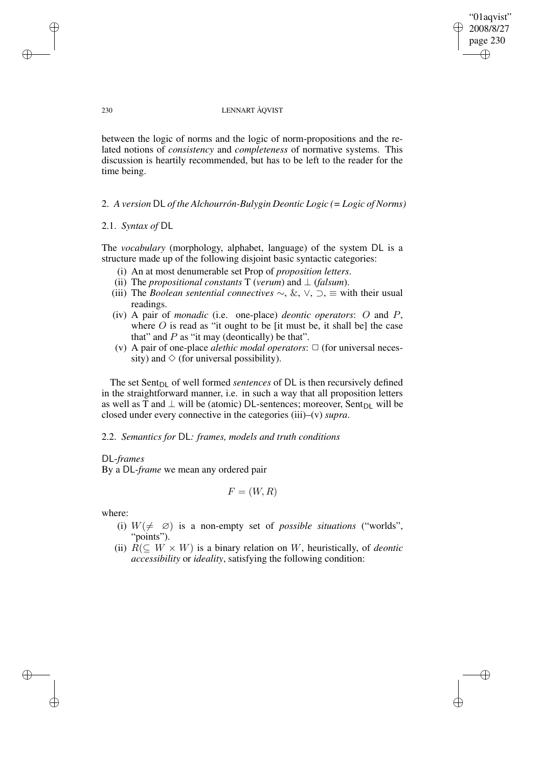between the logic of norms and the logic of norm-propositions and the related notions of *consistency* and *completeness* of normative systems. This discussion is heartily recommended, but has to be left to the reader for the time being.

## 2. *A version* DL *of the Alchourrón-Bulygin Deontic Logic (= Logic of Norms)*

### 2.1. *Syntax of* DL

The *vocabulary* (morphology, alphabet, language) of the system DL is a structure made up of the following disjoint basic syntactic categories:

(i) An at most denumerable set Prop of *proposition letters*.
(ii) The *propositional constants* T (*verum*) and $\perp$ (*falsum*).
(iii) The *Boolean sentential connectives* $\sim$, &, $\vee$, $\supset$, $\equiv$ with their usual readings.
(iv) A pair of *monadic* (i.e. one-place) *deontic operators*: $O$ and $P$, where $O$ is read as "it ought to be [it must be, it shall be] the case that" and $P$ as "it may (deontically) be that".
(v) A pair of one-place *alethic modal operators*: $\Box$ (for universal necessity) and $\Diamond$ (for universal possibility).

The set $\text{Sent}_{\text{DL}}$ of well formed *sentences* of DL is then recursively defined in the straightforward manner, i.e. in such a way that all proposition letters as well as T and $\perp$ will be (atomic) DL-sentences; moreover, $\text{Sent}_{\text{DL}}$ will be closed under every connective in the categories (iii)–(v) *supra*.

### 2.2. *Semantics for* DL*: frames, models and truth conditions*

DL-*frames*
By a DL-*frame* we mean any ordered pair

$$F = (W, R)$$

where:

(i) $W(\neq \varnothing)$ is a non-empty set of *possible situations* ("worlds", "points").
(ii) $R(\subseteq W \times W)$ is a binary relation on $W$, heuristically, of *deontic accessibility* or *ideality*, satisfying the following condition: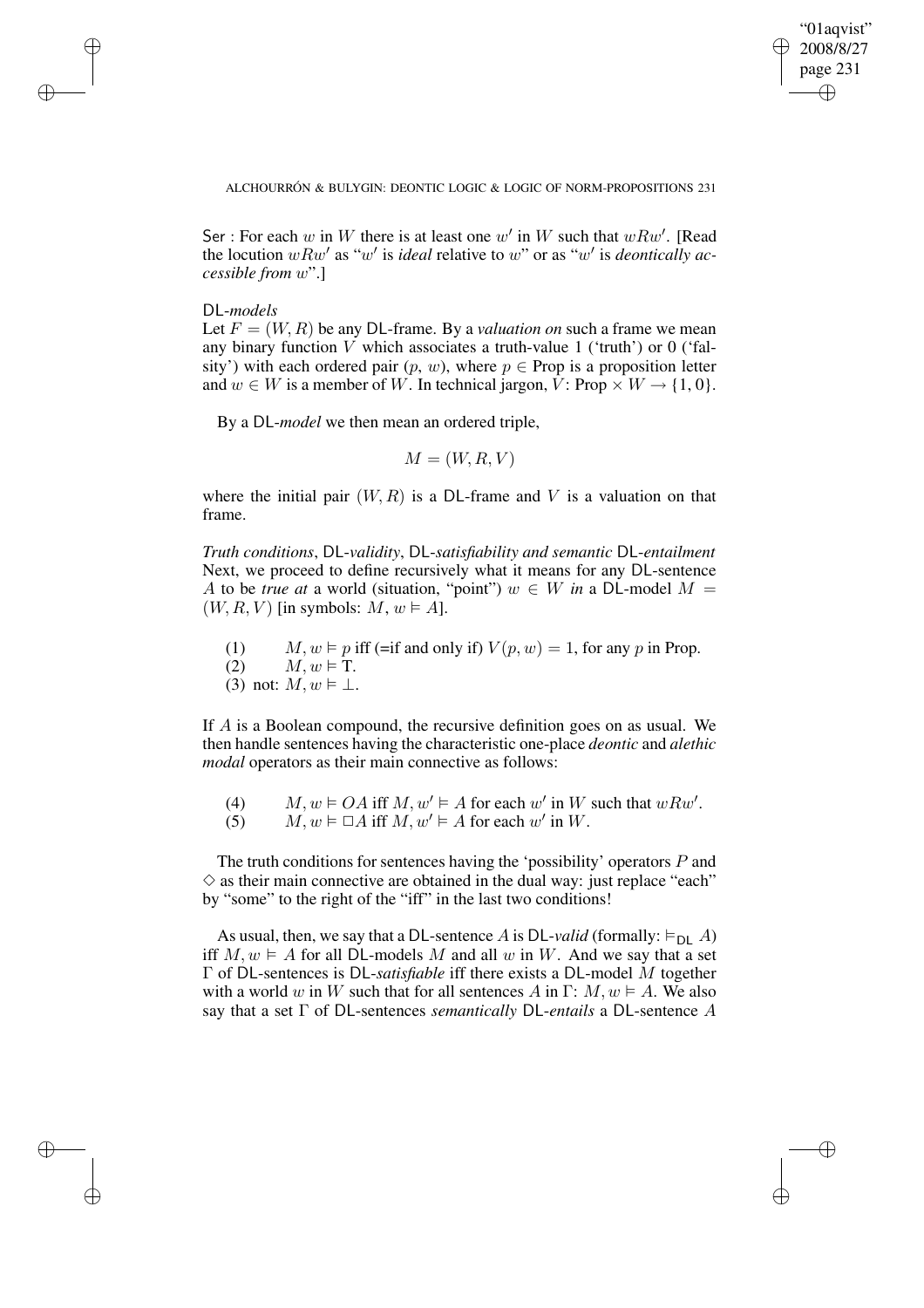Ser : For each $w$ in $W$ there is at least one $w'$ in $W$ such that $wRw'$. [Read the locution $wRw'$ as "$w'$ is *ideal* relative to $w$" or as "$w'$ is *deontically accessible from* $w$".]

DL-*models*

Let $F = (W, R)$ be any DL-frame. By a *valuation on* such a frame we mean any binary function $V$ which associates a truth-value 1 ('truth') or 0 ('falsity') with each ordered pair ($p$, $w$), where $p \in$ Prop is a proposition letter and $w \in W$ is a member of $W$. In technical jargon, $V$: Prop $\times W \rightarrow \{1, 0\}$.

By a DL-*model* we then mean an ordered triple,

$$M = (W, R, V)$$

where the initial pair $(W, R)$ is a DL-frame and $V$ is a valuation on that frame.

*Truth conditions*, DL-*validity*, DL-*satisfiability and semantic* DL-*entailment*

Next, we proceed to define recursively what it means for any DL-sentence $A$ to be *true at* a world (situation, "point") $w \in W$ *in* a DL-model $M = (W, R, V)$ [in symbols: $M, w \vDash A$].

(1) $M, w \vDash p$ iff (=if and only if) $V(p, w) = 1$, for any $p$ in Prop.

(2) $M, w \vDash$ T.

(3) not: $M, w \vDash \bot$.

If $A$ is a Boolean compound, the recursive definition goes on as usual. We then handle sentences having the characteristic one-place *deontic* and *alethic modal* operators as their main connective as follows:

(4) $M, w \vDash OA$ iff $M, w' \vDash A$ for each $w'$ in $W$ such that $wRw'$.

(5) $M, w \vDash \Box A$ iff $M, w' \vDash A$ for each $w'$ in $W$.

The truth conditions for sentences having the 'possibility' operators $P$ and $\Diamond$ as their main connective are obtained in the dual way: just replace "each" by "some" to the right of the "iff" in the last two conditions!

As usual, then, we say that a DL-sentence $A$ is DL-*valid* (formally: $\vDash_{\mathsf{DL}} A$) iff $M, w \vDash A$ for all DL-models $M$ and all $w$ in $W$. And we say that a set $\Gamma$ of DL-sentences is DL-*satisfiable* iff there exists a DL-model $M$ together with a world $w$ in $W$ such that for all sentences $A$ in $\Gamma$: $M, w \vDash A$. We also say that a set $\Gamma$ of DL-sentences *semantically* DL-*entails* a DL-sentence $A$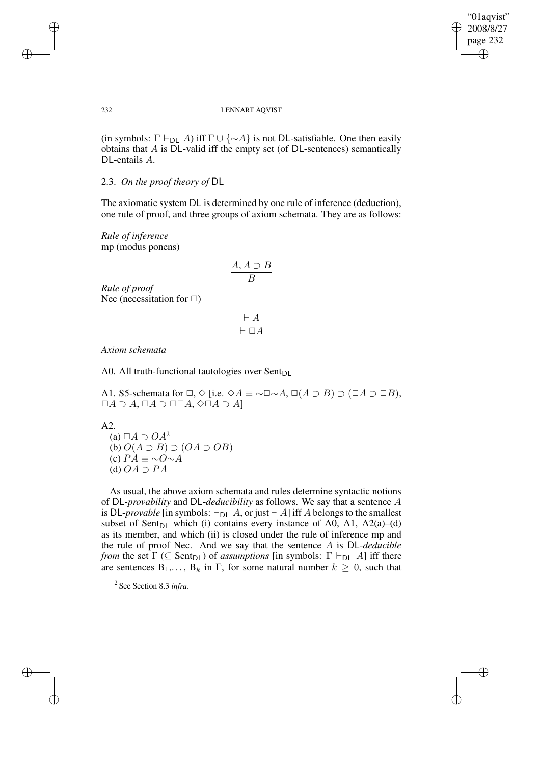(in symbols: $\Gamma \vDash_{\mathsf{DL}} A$) iff $\Gamma \cup \{\sim A\}$ is not DL-satisfiable. One then easily obtains that $A$ is DL-valid iff the empty set (of DL-sentences) semantically DL-entails $A$.

### 2.3. *On the proof theory of* DL

The axiomatic system DL is determined by one rule of inference (deduction), one rule of proof, and three groups of axiom schemata. They are as follows:

*Rule of inference*
mp (modus ponens)

$$\frac{A, A \supset B}{B}$$

*Rule of proof*
Nec (necessitation for $\Box$)

$$\frac{\vdash A}{\vdash \Box A}$$

*Axiom schemata*

A0. All truth-functional tautologies over $\mathrm{Sent}_{\mathsf{DL}}$

A1. S5-schemata for $\Box, \Diamond$ [i.e. $\Diamond A \equiv \sim\Box\sim A$, $\Box(A \supset B) \supset (\Box A \supset \Box B)$, $\Box A \supset A$, $\Box A \supset \Box\Box A$, $\Diamond\Box A \supset A$]

A2.
(a) $\Box A \supset OA$[2]
(b) $O(A \supset B) \supset (OA \supset OB)$
(c) $PA \equiv \sim O \sim A$
(d) $OA \supset PA$

As usual, the above axiom schemata and rules determine syntactic notions of DL-*provability* and DL-*deducibility* as follows. We say that a sentence $A$ is DL-*provable* [in symbols: $\vdash_{\mathsf{DL}} A$, or just $\vdash A$] iff $A$ belongs to the smallest subset of $\mathrm{Sent}_{\mathsf{DL}}$ which (i) contains every instance of A0, A1, A2(a)–(d) as its member, and which (ii) is closed under the rule of inference mp and the rule of proof Nec. And we say that the sentence $A$ is DL-*deducible from* the set $\Gamma$ ($\subseteq \mathrm{Sent}_{\mathsf{DL}}$) of *assumptions* [in symbols: $\Gamma \vdash_{\mathsf{DL}} A$] iff there are sentences $B_1, \ldots, B_k$ in $\Gamma$, for some natural number $k \geq 0$, such that

[2] See Section 8.3 *infra*.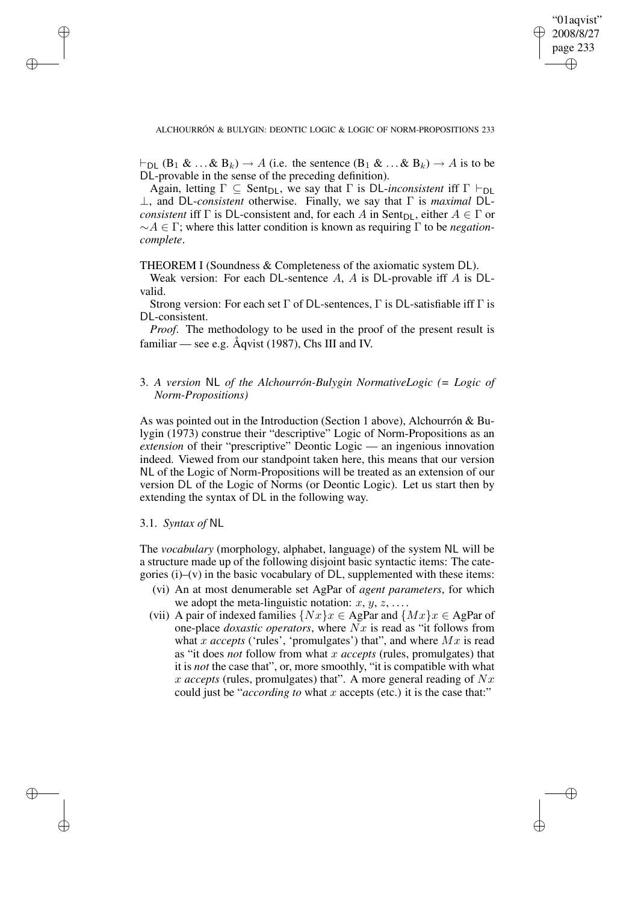$\vdash_{\mathsf{DL}} (\mathrm{B}_1 \,\&\, \ldots \,\&\, \mathrm{B}_k) \to A$ (i.e. the sentence $(\mathrm{B}_1 \,\&\, \ldots \,\&\, \mathrm{B}_k) \to A$ is to be DL-provable in the sense of the preceding definition).

Again, letting $\Gamma \subseteq \mathrm{Sent}_{\mathsf{DL}}$, we say that $\Gamma$ is DL-*inconsistent* iff $\Gamma \vdash_{\mathsf{DL}} \perp$, and DL-*consistent* otherwise. Finally, we say that $\Gamma$ is *maximal* DL-*consistent* iff $\Gamma$ is DL-consistent and, for each $A$ in $\mathrm{Sent}_{\mathsf{DL}}$, either $A \in \Gamma$ or $\sim A \in \Gamma$; where this latter condition is known as requiring $\Gamma$ to be *negation-complete*.

THEOREM I (Soundness & Completeness of the axiomatic system DL).

Weak version: For each DL-sentence $A$, $A$ is DL-provable iff $A$ is DL-valid.

Strong version: For each set $\Gamma$ of DL-sentences, $\Gamma$ is DL-satisfiable iff $\Gamma$ is DL-consistent.

*Proof*. The methodology to be used in the proof of the present result is familiar — see e.g. Åqvist (1987), Chs III and IV.

## 3. *A version* NL *of the Alchourrón-Bulygin NormativeLogic (= Logic of Norm-Propositions)*

As was pointed out in the Introduction (Section 1 above), Alchourrón & Bulygin (1973) construe their "descriptive" Logic of Norm-Propositions as an *extension* of their "prescriptive" Deontic Logic — an ingenious innovation indeed. Viewed from our standpoint taken here, this means that our version NL of the Logic of Norm-Propositions will be treated as an extension of our version DL of the Logic of Norms (or Deontic Logic). Let us start then by extending the syntax of DL in the following way.

### 3.1. *Syntax of* NL

The *vocabulary* (morphology, alphabet, language) of the system NL will be a structure made up of the following disjoint basic syntactic items: The categories (i)–(v) in the basic vocabulary of DL, supplemented with these items:

(vi) An at most denumerable set AgPar of *agent parameters*, for which we adopt the meta-linguistic notation: $x, y, z, \ldots$.

(vii) A pair of indexed families $\{Nx\}x \in \mathrm{AgPar}$ and $\{Mx\}x \in \mathrm{AgPar}$ of one-place *doxastic operators*, where $Nx$ is read as "it follows from what $x$ *accepts* ('rules', 'promulgates') that", and where $Mx$ is read as "it does *not* follow from what $x$ *accepts* (rules, promulgates) that it is *not* the case that", or, more smoothly, "it is compatible with what $x$ *accepts* (rules, promulgates) that". A more general reading of $Nx$ could just be "*according to* what $x$ accepts (etc.) it is the case that:"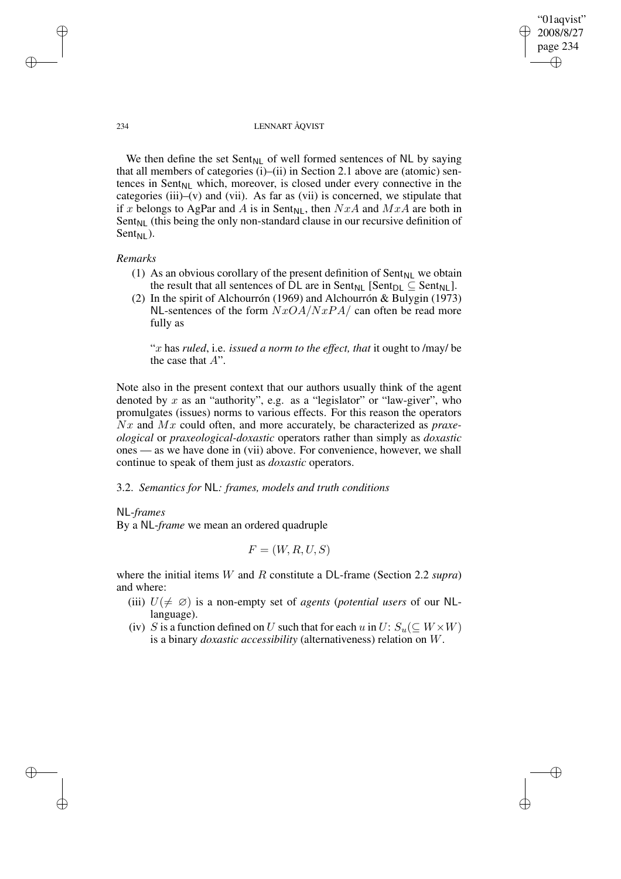We then define the set $\text{Sent}_{\mathsf{NL}}$ of well formed sentences of $\mathsf{NL}$ by saying that all members of categories (i)–(ii) in Section 2.1 above are (atomic) sentences in $\text{Sent}_{\mathsf{NL}}$ which, moreover, is closed under every connective in the categories (iii)–(v) and (vii). As far as (vii) is concerned, we stipulate that if $x$ belongs to AgPar and $A$ is in $\text{Sent}_{\mathsf{NL}}$, then $NxA$ and $MxA$ are both in $\text{Sent}_{\mathsf{NL}}$ (this being the only non-standard clause in our recursive definition of $\text{Sent}_{\mathsf{NL}}$).

*Remarks*

(1) As an obvious corollary of the present definition of $\text{Sent}_{\mathsf{NL}}$ we obtain the result that all sentences of $\mathsf{DL}$ are in $\text{Sent}_{\mathsf{NL}}$ [$\text{Sent}_{\mathsf{DL}} \subseteq \text{Sent}_{\mathsf{NL}}$].

(2) In the spirit of Alchourrón (1969) and Alchourrón & Bulygin (1973) $\mathsf{NL}$-sentences of the form $NxOA/NxPA/$ can often be read more fully as

"$x$ has *ruled*, i.e. *issued a norm to the effect, that* it ought to /may/ be the case that $A$".

Note also in the present context that our authors usually think of the agent denoted by $x$ as an "authority", e.g. as a "legislator" or "law-giver", who promulgates (issues) norms to various effects. For this reason the operators $Nx$ and $Mx$ could often, and more accurately, be characterized as *praxeological* or *praxeological-doxastic* operators rather than simply as *doxastic* ones — as we have done in (vii) above. For convenience, however, we shall continue to speak of them just as *doxastic* operators.

### 3.2. *Semantics for* $\mathsf{NL}$*: frames, models and truth conditions*

$\mathsf{NL}$*-frames*

By a $\mathsf{NL}$-*frame* we mean an ordered quadruple

$$F = (W, R, U, S)$$

where the initial items $W$ and $R$ constitute a $\mathsf{DL}$-frame (Section 2.2 *supra*) and where:

(iii) $U (\neq \varnothing)$ is a non-empty set of *agents* (*potential users* of our $\mathsf{NL}$-language).

(iv) $S$ is a function defined on $U$ such that for each $u$ in $U$: $S_u (\subseteq W \times W)$ is a binary *doxastic accessibility* (alternativeness) relation on $W$.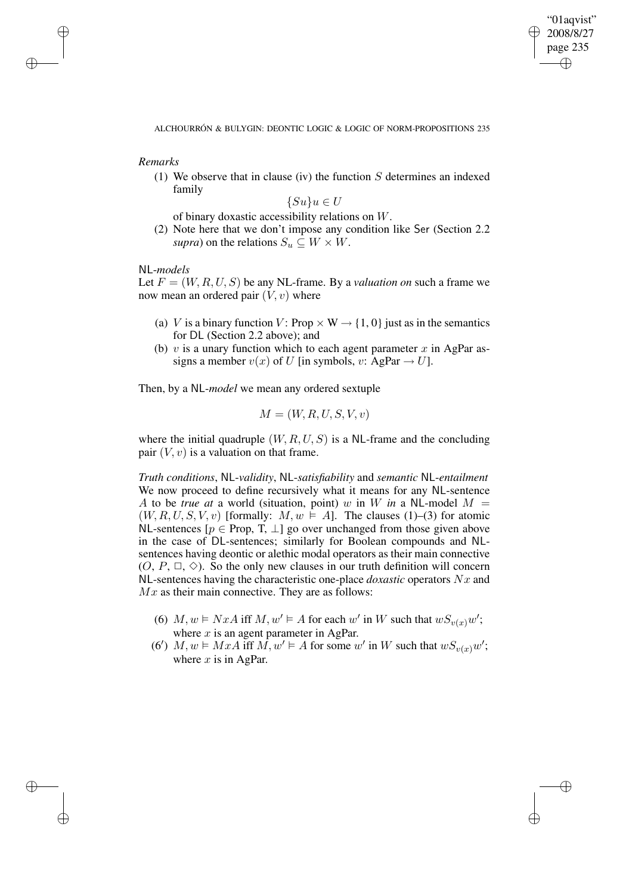*Remarks*

(1) We observe that in clause (iv) the function $S$ determines an indexed family

$$\{Su\}u \in U$$

of binary doxastic accessibility relations on $W$.

(2) Note here that we don't impose any condition like Ser (Section 2.2 *supra*) on the relations $S_u \subseteq W \times W$.

NL-*models*

Let $F = (W, R, U, S)$ be any NL-frame. By a *valuation on* such a frame we now mean an ordered pair $(V, v)$ where

(a) $V$ is a binary function $V$: Prop $\times$ W $\rightarrow \{1, 0\}$ just as in the semantics for DL (Section 2.2 above); and

(b) $v$ is a unary function which to each agent parameter $x$ in AgPar assigns a member $v(x)$ of $U$ [in symbols, $v$: AgPar $\rightarrow U$].

Then, by a NL-*model* we mean any ordered sextuple

$$M = (W, R, U, S, V, v)$$

where the initial quadruple $(W, R, U, S)$ is a NL-frame and the concluding pair $(V, v)$ is a valuation on that frame.

*Truth conditions*, NL-*validity*, NL-*satisfiability* and *semantic* NL-*entailment*
We now proceed to define recursively what it means for any NL-sentence $A$ to be *true at* a world (situation, point) $w$ in $W$ *in* a NL-model $M = (W, R, U, S, V, v)$ [formally: $M, w \vDash A$]. The clauses (1)–(3) for atomic NL-sentences [$p \in$ Prop, T, $\perp$] go over unchanged from those given above in the case of DL-sentences; similarly for Boolean compounds and NL-sentences having deontic or alethic modal operators as their main connective ($O$, $P$, $\Box$, $\Diamond$). So the only new clauses in our truth definition will concern NL-sentences having the characteristic one-place *doxastic* operators $Nx$ and $Mx$ as their main connective. They are as follows:

(6) $M, w \vDash NxA$ iff $M, w' \vDash A$ for each $w'$ in $W$ such that $wS_{v(x)}w'$; where $x$ is an agent parameter in AgPar.

(6′) $M, w \vDash MxA$ iff $M, w' \vDash A$ for some $w'$ in $W$ such that $wS_{v(x)}w'$; where $x$ is in AgPar.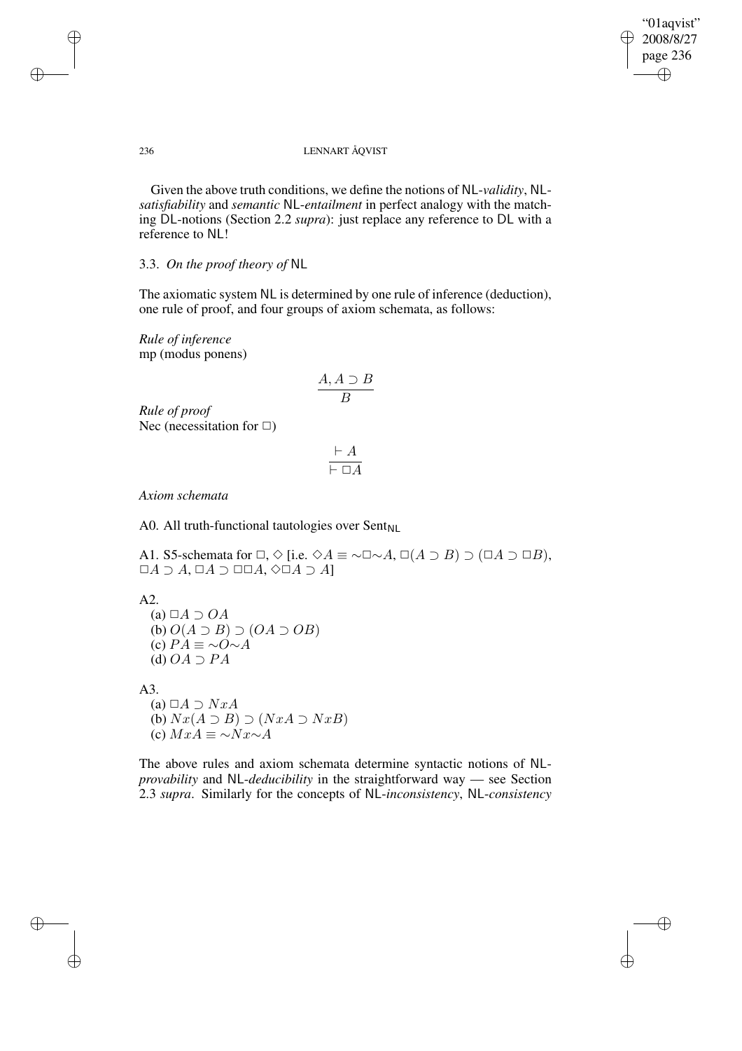Given the above truth conditions, we define the notions of NL-*validity*, NL-*satisfiability* and *semantic* NL-*entailment* in perfect analogy with the matching DL-notions (Section 2.2 *supra*): just replace any reference to DL with a reference to NL!

### 3.3. *On the proof theory of* NL

The axiomatic system NL is determined by one rule of inference (deduction), one rule of proof, and four groups of axiom schemata, as follows:

*Rule of inference*
mp (modus ponens)

$$\frac{A, A \supset B}{B}$$

*Rule of proof*
Nec (necessitation for $\Box$)

$$\frac{\vdash A}{\vdash \Box A}$$

*Axiom schemata*

A0. All truth-functional tautologies over $\text{Sent}_{\text{NL}}$

A1. S5-schemata for $\Box$, $\Diamond$ [i.e. $\Diamond A \equiv \sim\Box\sim A$, $\Box(A \supset B) \supset (\Box A \supset \Box B)$, $\Box A \supset A$, $\Box A \supset \Box\Box A$, $\Diamond\Box A \supset A$]

A2.
(a) $\Box A \supset OA$
(b) $O(A \supset B) \supset (OA \supset OB)$
(c) $PA \equiv \sim O \sim A$
(d) $OA \supset PA$

A3.
(a) $\Box A \supset NxA$
(b) $Nx(A \supset B) \supset (NxA \supset NxB)$
(c) $MxA \equiv \sim Nx \sim A$

The above rules and axiom schemata determine syntactic notions of NL-*provability* and NL-*deducibility* in the straightforward way — see Section 2.3 *supra*. Similarly for the concepts of NL-*inconsistency*, NL-*consistency*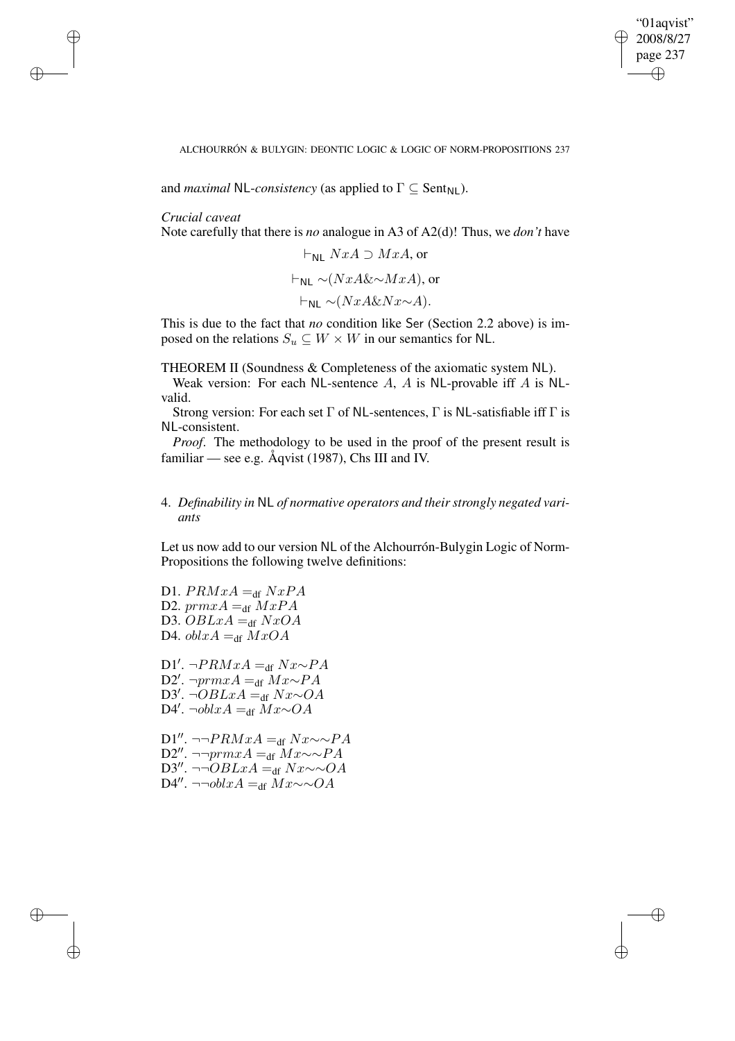and *maximal* $\mathsf{NL}$-*consistency* (as applied to $\Gamma \subseteq \mathsf{Sent}_{\mathsf{NL}}$).

*Crucial caveat*

Note carefully that there is *no* analogue in A3 of A2(d)! Thus, we *don't* have

$$\vdash_{\mathsf{NL}} NxA \supset MxA, \text{ or}$$

$$\vdash_{\mathsf{NL}} \sim(NxA \& \sim MxA), \text{ or}$$

$$\vdash_{\mathsf{NL}} \sim(NxA \& Nx\sim A).$$

This is due to the fact that *no* condition like $\mathsf{Ser}$ (Section 2.2 above) is imposed on the relations $S_u \subseteq W \times W$ in our semantics for $\mathsf{NL}$.

THEOREM II (Soundness & Completeness of the axiomatic system $\mathsf{NL}$).

Weak version: For each $\mathsf{NL}$-sentence $A$, $A$ is $\mathsf{NL}$-provable iff $A$ is $\mathsf{NL}$-valid.

Strong version: For each set $\Gamma$ of $\mathsf{NL}$-sentences, $\Gamma$ is $\mathsf{NL}$-satisfiable iff $\Gamma$ is $\mathsf{NL}$-consistent.

*Proof*. The methodology to be used in the proof of the present result is familiar — see e.g. Åqvist (1987), Chs III and IV.

## 4. *Definability in* $\mathsf{NL}$ *of normative operators and their strongly negated variants*

Let us now add to our version $\mathsf{NL}$ of the Alchourrón-Bulygin Logic of Norm-Propositions the following twelve definitions:

D1. $PRMxA =_{\text{df}} NxPA$
D2. $prmxA =_{\text{df}} MxPA$
D3. $OBLxA =_{\text{df}} NxOA$
D4. $oblxA =_{\text{df}} MxOA$

D1′. $\neg PRMxA =_{\text{df}} Nx\sim PA$
D2′. $\neg prmxA =_{\text{df}} Mx\sim PA$
D3′. $\neg OBLxA =_{\text{df}} Nx\sim OA$
D4′. $\neg oblxA =_{\text{df}} Mx\sim OA$

D1″. $\neg\neg PRMxA =_{\text{df}} Nx\sim\sim PA$
D2″. $\neg\neg prmxA =_{\text{df}} Mx\sim\sim PA$
D3″. $\neg\neg OBLxA =_{\text{df}} Nx\sim\sim OA$
D4″. $\neg\neg oblxA =_{\text{df}} Mx\sim\sim OA$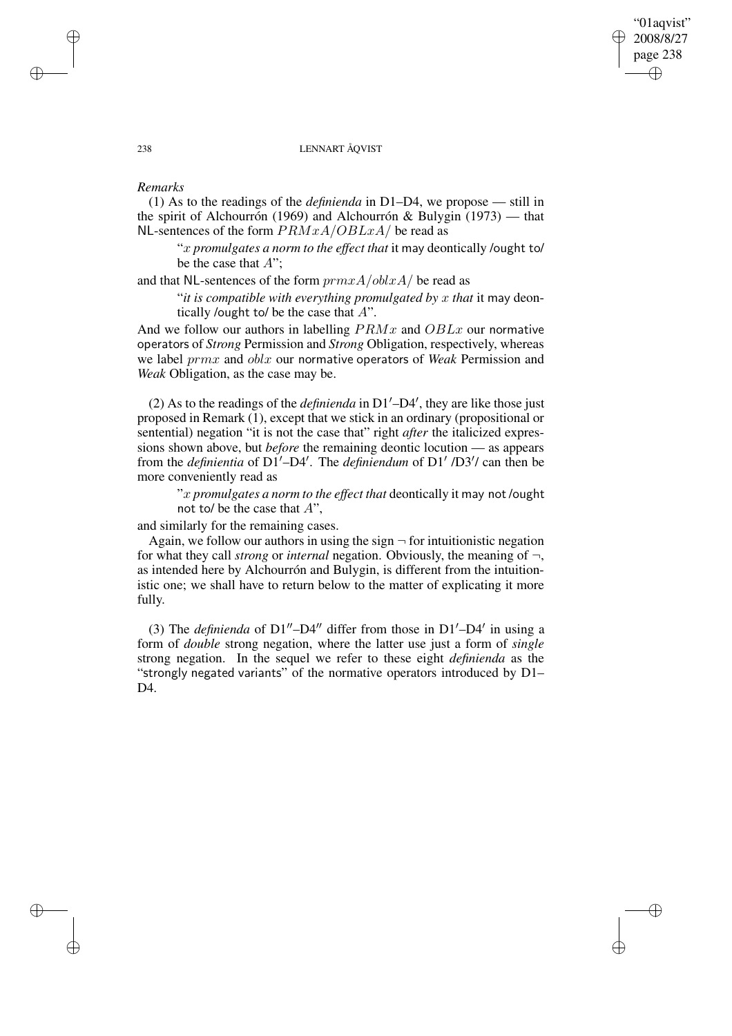*Remarks*

(1) As to the readings of the *definienda* in D1–D4, we propose — still in the spirit of Alchourrón (1969) and Alchourrón & Bulygin (1973) — that NL-sentences of the form $PRMxA/OBLxA/$ be read as

> "*$x$ promulgates a norm to the effect that* it may deontically /ought to/ be the case that $A$";

and that NL-sentences of the form $prmxA/oblxA/$ be read as

> "*it is compatible with everything promulgated by $x$ that* it may deontically /ought to/ be the case that $A$".

And we follow our authors in labelling $PRMx$ and $OBLx$ our normative operators of *Strong* Permission and *Strong* Obligation, respectively, whereas we label $prmx$ and $oblx$ our normative operators of *Weak* Permission and *Weak* Obligation, as the case may be.

(2) As to the readings of the *definienda* in D1′–D4′, they are like those just proposed in Remark (1), except that we stick in an ordinary (propositional or sentential) negation "it is not the case that" right *after* the italicized expressions shown above, but *before* the remaining deontic locution — as appears from the *definientia* of D1′–D4′. The *definiendum* of D1′ /D3′/ can then be more conveniently read as

> "*$x$ promulgates a norm to the effect that* deontically it may not /ought not to/ be the case that $A$",

and similarly for the remaining cases.

Again, we follow our authors in using the sign $\neg$ for intuitionistic negation for what they call *strong* or *internal* negation. Obviously, the meaning of $\neg$, as intended here by Alchourrón and Bulygin, is different from the intuitionistic one; we shall have to return below to the matter of explicating it more fully.

(3) The *definienda* of D1″–D4″ differ from those in D1′–D4′ in using a form of *double* strong negation, where the latter use just a form of *single* strong negation. In the sequel we refer to these eight *definienda* as the "strongly negated variants" of the normative operators introduced by D1–D4.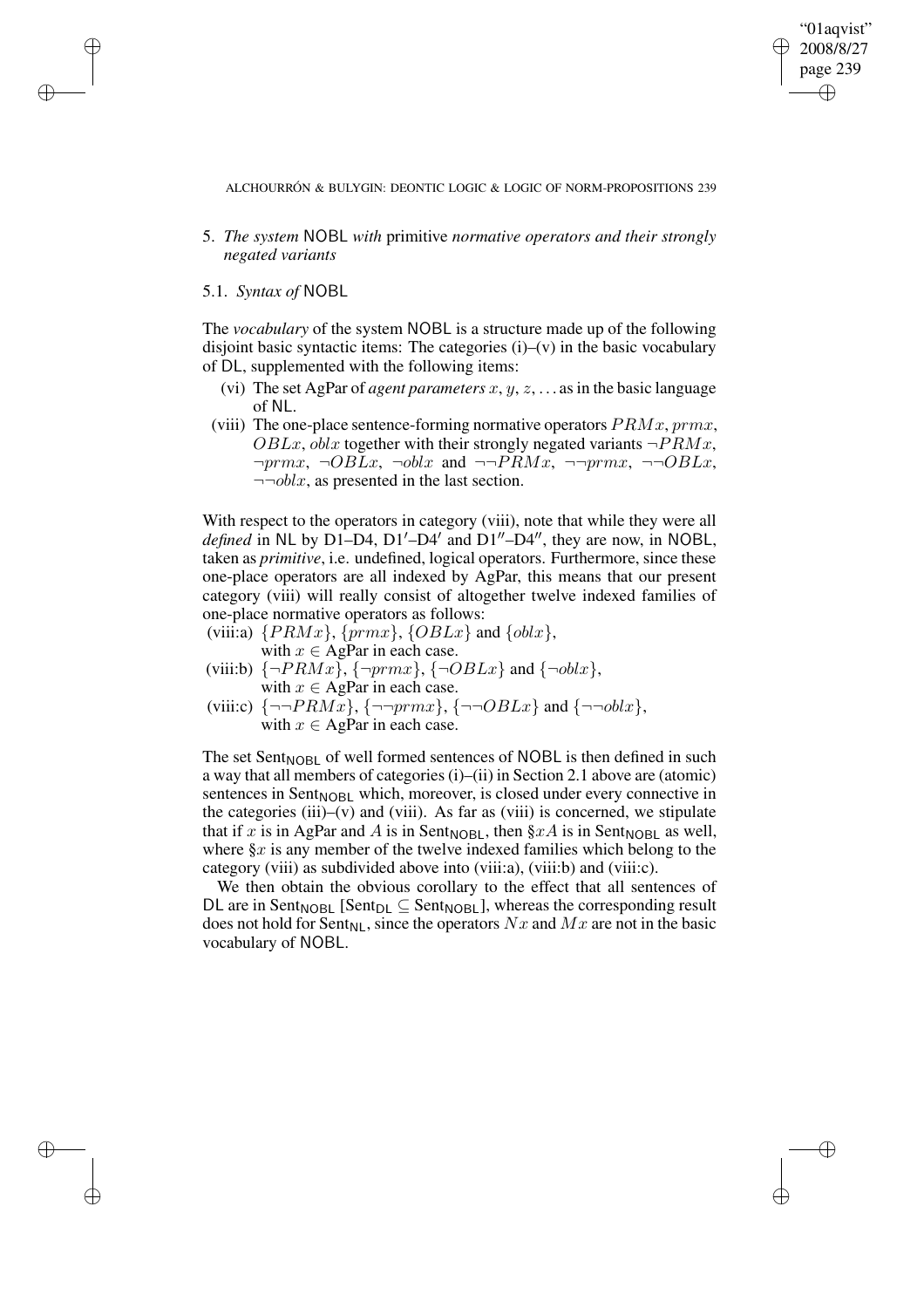## 5. *The system* NOBL *with* primitive *normative operators and their strongly negated variants*

### 5.1. *Syntax of* NOBL

The *vocabulary* of the system NOBL is a structure made up of the following disjoint basic syntactic items: The categories (i)–(v) in the basic vocabulary of DL, supplemented with the following items:

- (vi) The set AgPar of *agent parameters* $x, y, z, \ldots$ as in the basic language of NL.
- (viii) The one-place sentence-forming normative operators $PRMx$, $prmx$, $OBLx$, $oblx$ together with their strongly negated variants $\neg PRMx$, $\neg prmx$, $\neg OBLx$, $\neg oblx$ and $\neg\neg PRMx$, $\neg\neg prmx$, $\neg\neg OBLx$, $\neg\neg oblx$, as presented in the last section.

With respect to the operators in category (viii), note that while they were all *defined* in NL by D1–D4, D1′–D4′ and D1″–D4″, they are now, in NOBL, taken as *primitive*, i.e. undefined, logical operators. Furthermore, since these one-place operators are all indexed by AgPar, this means that our present category (viii) will really consist of altogether twelve indexed families of one-place normative operators as follows:

- (viii:a) $\{PRMx\}$, $\{prmx\}$, $\{OBLx\}$ and $\{oblx\}$, with $x \in$ AgPar in each case.
- (viii:b) $\{\neg PRMx\}$, $\{\neg prmx\}$, $\{\neg OBLx\}$ and $\{\neg oblx\}$, with $x \in$ AgPar in each case.
- (viii:c) $\{\neg\neg PRMx\}$, $\{\neg\neg prmx\}$, $\{\neg\neg OBLx\}$ and $\{\neg\neg oblx\}$, with $x \in$ AgPar in each case.

The set $\text{Sent}_{\text{NOBL}}$ of well formed sentences of NOBL is then defined in such a way that all members of categories (i)–(ii) in Section 2.1 above are (atomic) sentences in $\text{Sent}_{\text{NOBL}}$ which, moreover, is closed under every connective in the categories (iii)–(v) and (viii). As far as (viii) is concerned, we stipulate that if $x$ is in AgPar and $A$ is in $\text{Sent}_{\text{NOBL}}$, then $\S xA$ is in $\text{Sent}_{\text{NOBL}}$ as well, where $\S x$ is any member of the twelve indexed families which belong to the category (viii) as subdivided above into (viii:a), (viii:b) and (viii:c).

We then obtain the obvious corollary to the effect that all sentences of DL are in $\text{Sent}_{\text{NOBL}}$ [$\text{Sent}_{\text{DL}} \subseteq \text{Sent}_{\text{NOBL}}$], whereas the corresponding result does not hold for $\text{Sent}_{\text{NL}}$, since the operators $Nx$ and $Mx$ are not in the basic vocabulary of NOBL.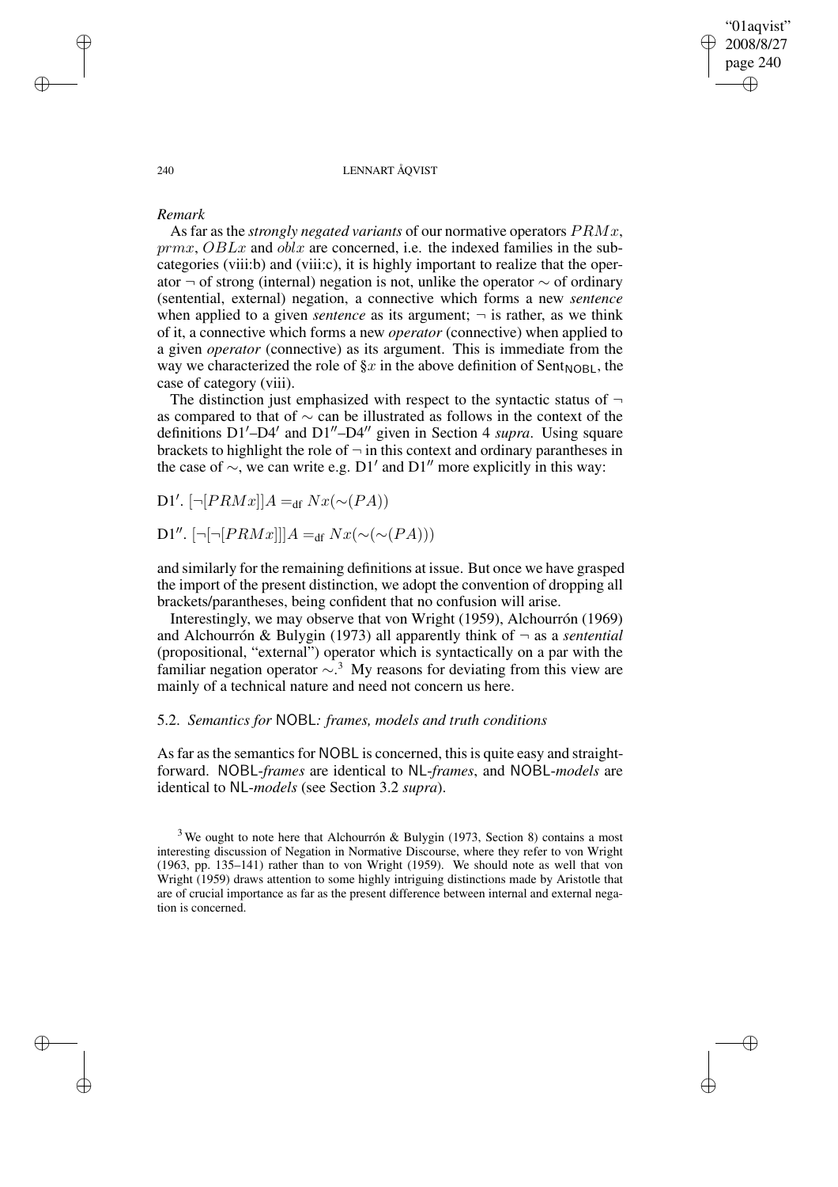*Remark*

As far as the *strongly negated variants* of our normative operators $PRMx$, $prmx$, $OBLx$ and $oblx$ are concerned, i.e. the indexed families in the subcategories (viii:b) and (viii:c), it is highly important to realize that the operator $\neg$ of strong (internal) negation is not, unlike the operator $\sim$ of ordinary (sentential, external) negation, a connective which forms a new *sentence* when applied to a given *sentence* as its argument; $\neg$ is rather, as we think of it, a connective which forms a new *operator* (connective) when applied to a given *operator* (connective) as its argument. This is immediate from the way we characterized the role of $\S x$ in the above definition of $\text{Sent}_{\mathsf{NOBL}}$, the case of category (viii).

The distinction just emphasized with respect to the syntactic status of $\neg$ as compared to that of $\sim$ can be illustrated as follows in the context of the definitions D1′–D4′ and D1″–D4″ given in Section 4 *supra*. Using square brackets to highlight the role of $\neg$ in this context and ordinary parantheses in the case of $\sim$, we can write e.g. D1′ and D1″ more explicitly in this way:

D1′. $[\neg[PRMx]]A =_{\text{df}} Nx(\sim(PA))$

D1″. $[\neg[\neg[PRMx]]]A =_{\text{df}} Nx(\sim(\sim(PA)))$

and similarly for the remaining definitions at issue. But once we have grasped the import of the present distinction, we adopt the convention of dropping all brackets/parantheses, being confident that no confusion will arise.

Interestingly, we may observe that von Wright (1959), Alchourrón (1969) and Alchourrón & Bulygin (1973) all apparently think of $\neg$ as a *sentential* (propositional, "external") operator which is syntactically on a par with the familiar negation operator $\sim$.[3] My reasons for deviating from this view are mainly of a technical nature and need not concern us here.

## 5.2. *Semantics for* NOBL*: frames, models and truth conditions*

As far as the semantics for NOBL is concerned, this is quite easy and straightforward. NOBL-*frames* are identical to NL-*frames*, and NOBL-*models* are identical to NL-*models* (see Section 3.2 *supra*).

[3] We ought to note here that Alchourrón & Bulygin (1973, Section 8) contains a most interesting discussion of Negation in Normative Discourse, where they refer to von Wright (1963, pp. 135–141) rather than to von Wright (1959). We should note as well that von Wright (1959) draws attention to some highly intriguing distinctions made by Aristotle that are of crucial importance as far as the present difference between internal and external negation is concerned.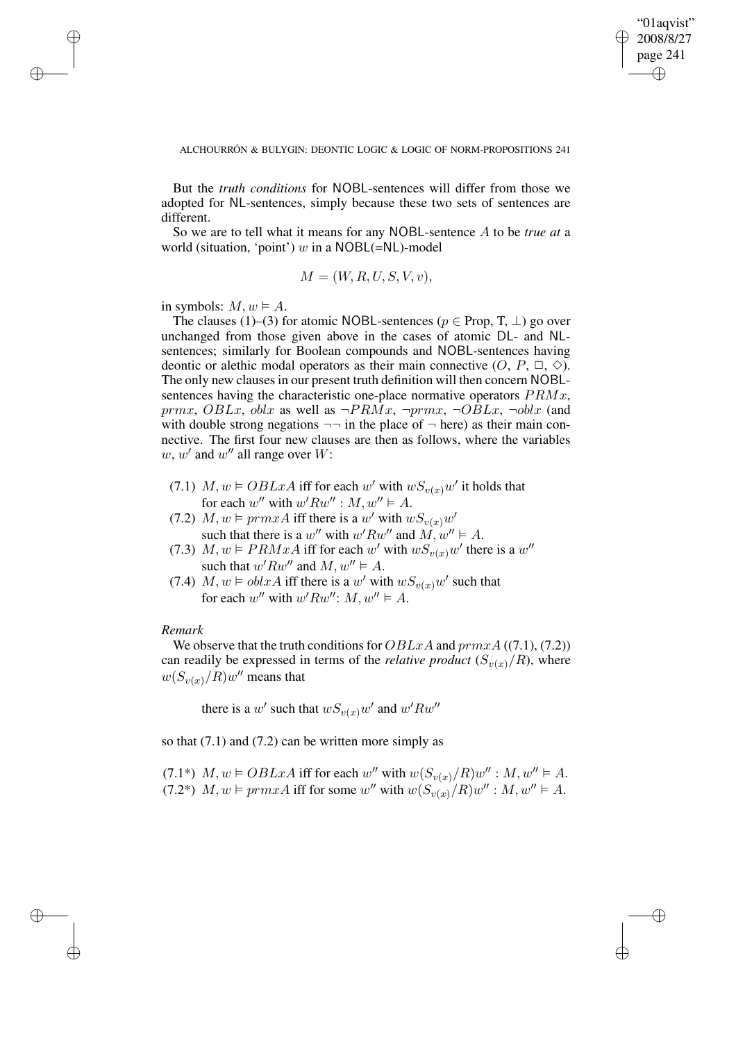But the *truth conditions* for NOBL-sentences will differ from those we adopted for NL-sentences, simply because these two sets of sentences are different.

So we are to tell what it means for any NOBL-sentence $A$ to be *true at* a world (situation, 'point') $w$ in a NOBL(=NL)-model

$$M = (W, R, U, S, V, v),$$

in symbols: $M, w \vDash A$.

The clauses (1)–(3) for atomic NOBL-sentences ($p \in$ Prop, T, $\perp$) go over unchanged from those given above in the cases of atomic DL- and NL-sentences; similarly for Boolean compounds and NOBL-sentences having deontic or alethic modal operators as their main connective ($O$, $P$, $\Box$, $\Diamond$). The only new clauses in our present truth definition will then concern NOBL-sentences having the characteristic one-place normative operators $PRMx$, $prmx$, $OBLx$, $oblx$ as well as $\neg PRMx$, $\neg prmx$, $\neg OBLx$, $\neg oblx$ (and with double strong negations $\neg\neg$ in the place of $\neg$ here) as their main connective. The first four new clauses are then as follows, where the variables $w$, $w'$ and $w''$ all range over $W$:

(7.1) $M, w \vDash OBLxA$ iff for each $w'$ with $wS_{v(x)}w'$ it holds that for each $w''$ with $w'Rw'' : M, w'' \vDash A$.

(7.2) $M, w \vDash prmxA$ iff there is a $w'$ with $wS_{v(x)}w'$ such that there is a $w''$ with $w'Rw''$ and $M, w'' \vDash A$.

(7.3) $M, w \vDash PRMxA$ iff for each $w'$ with $wS_{v(x)}w'$ there is a $w''$ such that $w'Rw''$ and $M, w'' \vDash A$.

(7.4) $M, w \vDash oblxA$ iff there is a $w'$ with $wS_{v(x)}w'$ such that for each $w''$ with $w'Rw''$: $M, w'' \vDash A$.

*Remark*

We observe that the truth conditions for $OBLxA$ and $prmxA$ ((7.1), (7.2)) can readily be expressed in terms of the *relative product* $(S_{v(x)}/R)$, where $w(S_{v(x)}/R)w''$ means that

there is a $w'$ such that $wS_{v(x)}w'$ and $w'Rw''$

so that (7.1) and (7.2) can be written more simply as

(7.1\*) $M, w \vDash OBLxA$ iff for each $w''$ with $w(S_{v(x)}/R)w'' : M, w'' \vDash A$.

(7.2\*) $M, w \vDash prmxA$ iff for some $w''$ with $w(S_{v(x)}/R)w'' : M, w'' \vDash A$.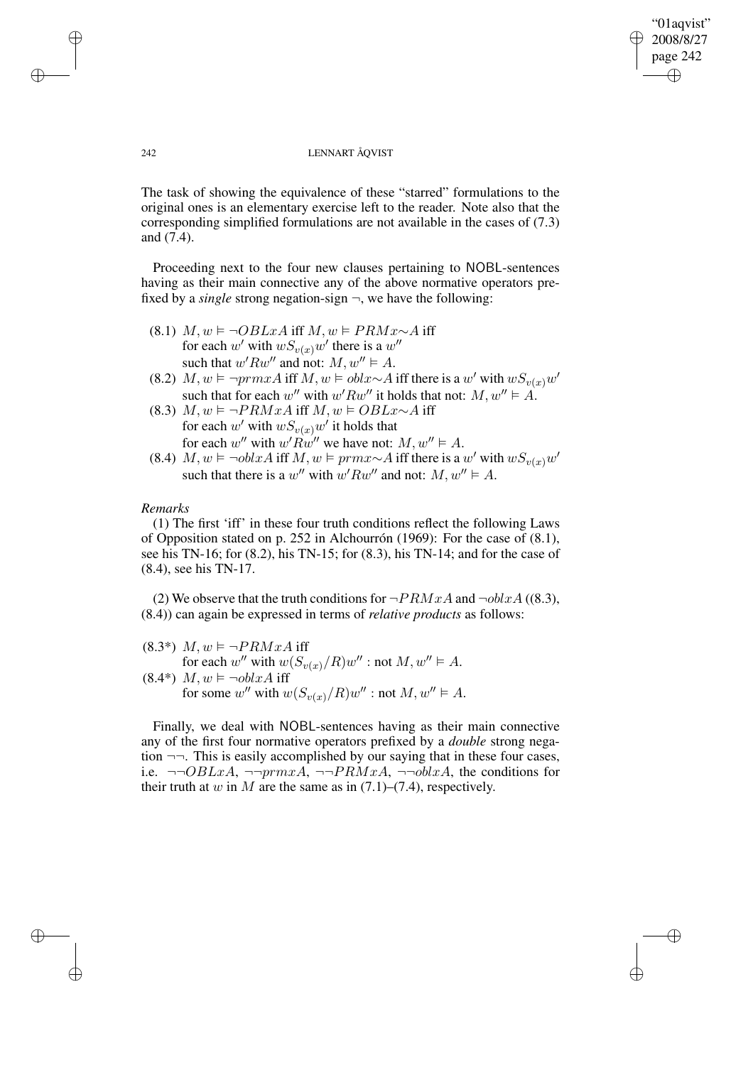The task of showing the equivalence of these "starred" formulations to the original ones is an elementary exercise left to the reader. Note also that the corresponding simplified formulations are not available in the cases of (7.3) and (7.4).

Proceeding next to the four new clauses pertaining to NOBL-sentences having as their main connective any of the above normative operators prefixed by a *single* strong negation-sign $\neg$, we have the following:

(8.1) $M, w \vDash \neg OBLxA$ iff $M, w \vDash PRMx{\sim}A$ iff for each $w'$ with $wS_{v(x)}w'$ there is a $w''$ such that $w'Rw''$ and not: $M, w'' \vDash A$.

(8.2) $M, w \vDash \neg prmxA$ iff $M, w \vDash oblx{\sim}A$ iff there is a $w'$ with $wS_{v(x)}w'$ such that for each $w''$ with $w'Rw''$ it holds that not: $M, w'' \vDash A$.

(8.3) $M, w \vDash \neg PRMxA$ iff $M, w \vDash OBLx{\sim}A$ iff for each $w'$ with $wS_{v(x)}w'$ it holds that for each $w''$ with $w'Rw''$ we have not: $M, w'' \vDash A$.

(8.4) $M, w \vDash \neg oblxA$ iff $M, w \vDash prmx{\sim}A$ iff there is a $w'$ with $wS_{v(x)}w'$ such that there is a $w''$ with $w'Rw''$ and not: $M, w'' \vDash A$.

*Remarks*

(1) The first 'iff' in these four truth conditions reflect the following Laws of Opposition stated on p. 252 in Alchourrón (1969): For the case of (8.1), see his TN-16; for (8.2), his TN-15; for (8.3), his TN-14; and for the case of (8.4), see his TN-17.

(2) We observe that the truth conditions for $\neg PRMxA$ and $\neg oblxA$ ((8.3), (8.4)) can again be expressed in terms of *relative products* as follows:

(8.3*) $M, w \vDash \neg PRMxA$ iff for each $w''$ with $w(S_{v(x)}/R)w''$ : not $M, w'' \vDash A$.

(8.4*) $M, w \vDash \neg oblxA$ iff for some $w''$ with $w(S_{v(x)}/R)w''$ : not $M, w'' \vDash A$.

Finally, we deal with NOBL-sentences having as their main connective any of the first four normative operators prefixed by a *double* strong negation $\neg\neg$. This is easily accomplished by our saying that in these four cases, i.e. $\neg\neg OBLxA$, $\neg\neg prmxA$, $\neg\neg PRMxA$, $\neg\neg oblxA$, the conditions for their truth at $w$ in $M$ are the same as in (7.1)–(7.4), respectively.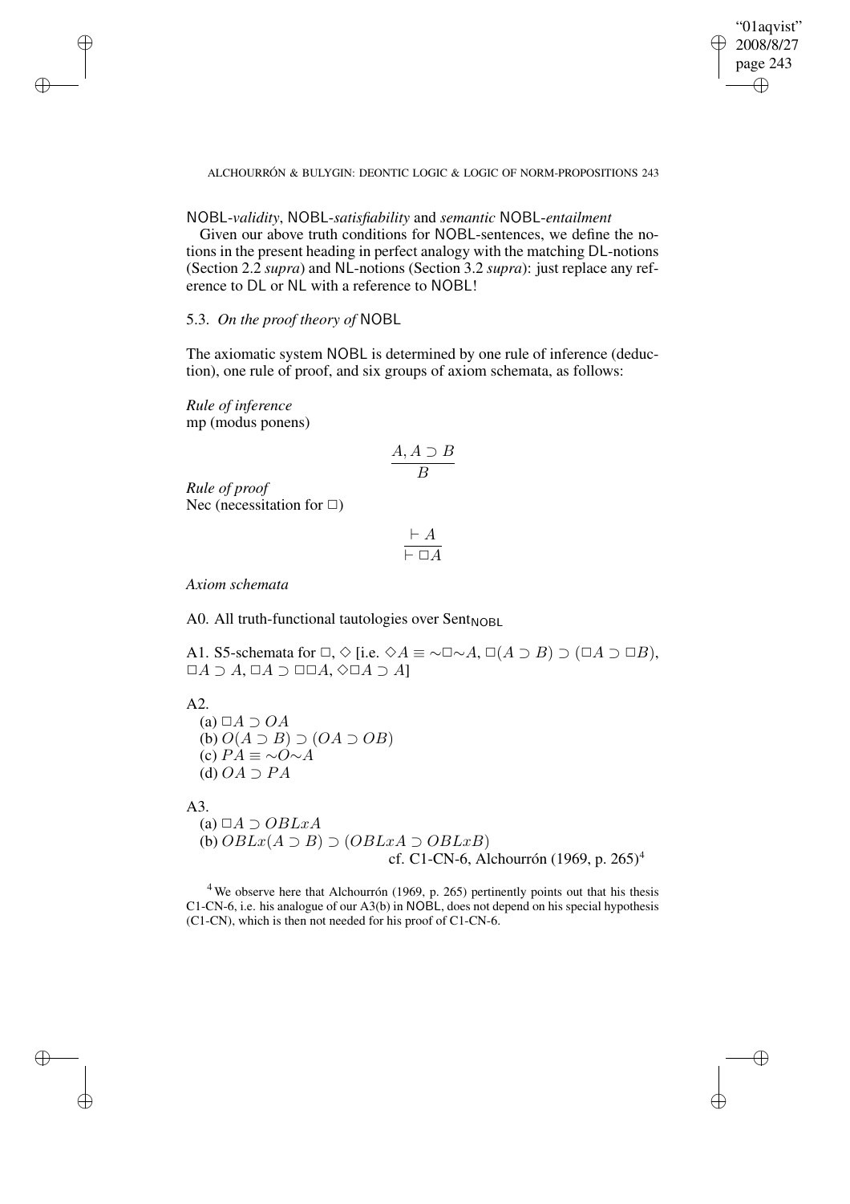NOBL-*validity*, NOBL-*satisfiability* and *semantic* NOBL-*entailment*

Given our above truth conditions for NOBL-sentences, we define the notions in the present heading in perfect analogy with the matching DL-notions (Section 2.2 *supra*) and NL-notions (Section 3.2 *supra*): just replace any reference to DL or NL with a reference to NOBL!

### 5.3. *On the proof theory of* NOBL

The axiomatic system NOBL is determined by one rule of inference (deduction), one rule of proof, and six groups of axiom schemata, as follows:

*Rule of inference*
mp (modus ponens)

$$\frac{A, A \supset B}{B}$$

*Rule of proof*
Nec (necessitation for $\Box$)

$$\frac{\vdash A}{\vdash \Box A}$$

*Axiom schemata*

A0. All truth-functional tautologies over $\text{Sent}_{\text{NOBL}}$

A1. S5-schemata for $\Box$, $\Diamond$ [i.e. $\Diamond A \equiv {\sim}\Box{\sim}A$, $\Box(A \supset B) \supset (\Box A \supset \Box B)$, $\Box A \supset A$, $\Box A \supset \Box\Box A$, $\Diamond\Box A \supset A$]

A2.
(a) $\Box A \supset OA$
(b) $O(A \supset B) \supset (OA \supset OB)$
(c) $PA \equiv {\sim}O{\sim}A$
(d) $OA \supset PA$

A3.
(a) $\Box A \supset OBLxA$
(b) $OBLx(A \supset B) \supset (OBLxA \supset OBLxB)$
cf. C1-CN-6, Alchourrón (1969, p. 265)[4]

[4] We observe here that Alchourrón (1969, p. 265) pertinently points out that his thesis C1-CN-6, i.e. his analogue of our A3(b) in NOBL, does not depend on his special hypothesis (C1-CN), which is then not needed for his proof of C1-CN-6.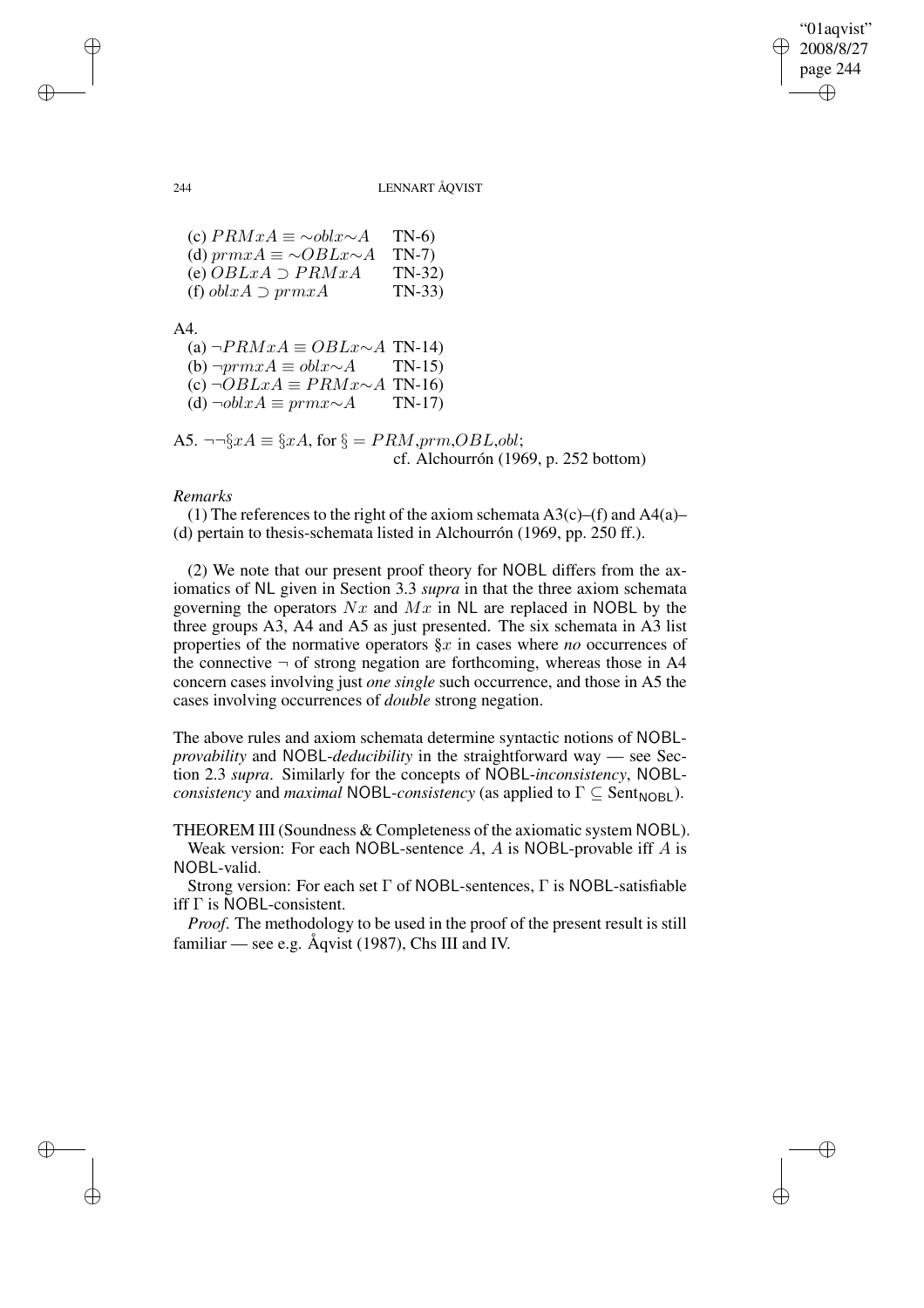(c) $PRMxA \equiv \sim oblx{\sim}A$ TN-6)
(d) $prmxA \equiv \sim OBLx{\sim}A$ TN-7)
(e) $OBLxA \supset PRMxA$ TN-32)
(f) $oblxA \supset prmxA$ TN-33)

A4.
(a) $\neg PRMxA \equiv OBLx{\sim}A$ TN-14)
(b) $\neg prmxA \equiv oblx{\sim}A$ TN-15)
(c) $\neg OBLxA \equiv PRMx{\sim}A$ TN-16)
(d) $\neg oblxA \equiv prmx{\sim}A$ TN-17)

A5. $\neg\neg\S xA \equiv \S xA$, for $\S = PRM, prm, OBL, obl$;
cf. Alchourrón (1969, p. 252 bottom)

*Remarks*

(1) The references to the right of the axiom schemata A3(c)–(f) and A4(a)–(d) pertain to thesis-schemata listed in Alchourrón (1969, pp. 250 ff.).

(2) We note that our present proof theory for NOBL differs from the axiomatics of NL given in Section 3.3 *supra* in that the three axiom schemata governing the operators $Nx$ and $Mx$ in NL are replaced in NOBL by the three groups A3, A4 and A5 as just presented. The six schemata in A3 list properties of the normative operators $\S x$ in cases where *no* occurrences of the connective $\neg$ of strong negation are forthcoming, whereas those in A4 concern cases involving just *one single* such occurrence, and those in A5 the cases involving occurrences of *double* strong negation.

The above rules and axiom schemata determine syntactic notions of NOBL-*provability* and NOBL-*deducibility* in the straightforward way — see Section 2.3 *supra*. Similarly for the concepts of NOBL-*inconsistency*, NOBL-*consistency* and *maximal* NOBL-*consistency* (as applied to $\Gamma \subseteq \text{Sent}_{\text{NOBL}}$).

THEOREM III (Soundness & Completeness of the axiomatic system NOBL).
Weak version: For each NOBL-sentence $A$, $A$ is NOBL-provable iff $A$ is NOBL-valid.

Strong version: For each set $\Gamma$ of NOBL-sentences, $\Gamma$ is NOBL-satisfiable iff $\Gamma$ is NOBL-consistent.

*Proof*. The methodology to be used in the proof of the present result is still familiar — see e.g. Åqvist (1987), Chs III and IV.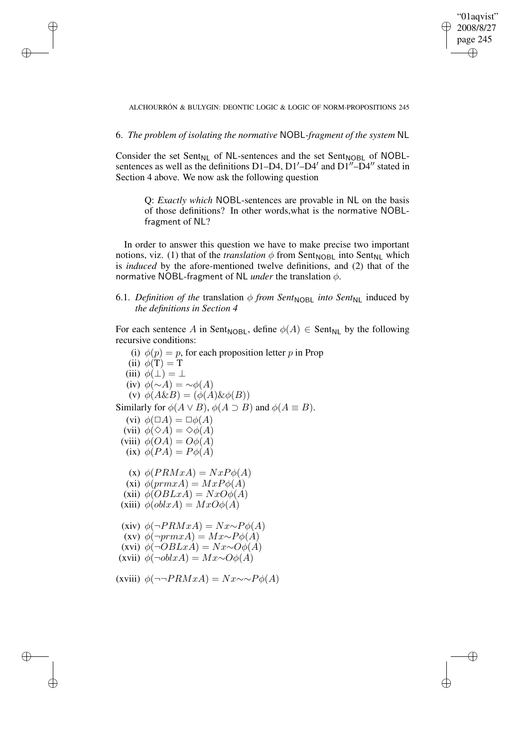## 6. *The problem of isolating the normative* NOBL*-fragment of the system* NL

Consider the set $\text{Sent}_{\mathsf{NL}}$ of NL-sentences and the set $\text{Sent}_{\mathsf{NOBL}}$ of NOBL-sentences as well as the definitions D1–D4, D1′–D4′ and D1″–D4″ stated in Section 4 above. We now ask the following question

> Q: *Exactly which* NOBL-sentences are provable in NL on the basis of those definitions? In other words,what is the normative NOBL-fragment of NL?

In order to answer this question we have to make precise two important notions, viz. (1) that of the *translation* $\phi$ from $\text{Sent}_{\mathsf{NOBL}}$ into $\text{Sent}_{\mathsf{NL}}$ which is *induced* by the afore-mentioned twelve definitions, and (2) that of the normative NOBL-fragment of NL *under* the translation $\phi$.

### 6.1. *Definition of the* translation $\phi$ *from* $Sent_{\mathsf{NOBL}}$ *into* $Sent_{\mathsf{NL}}$ induced by *the definitions in Section 4*

For each sentence $A$ in $\text{Sent}_{\mathsf{NOBL}}$, define $\phi(A) \in \text{Sent}_{\mathsf{NL}}$ by the following recursive conditions:

(i) $\phi(p) = p$, for each proposition letter $p$ in Prop

(ii) $\phi(\mathrm{T}) = \mathrm{T}$

(iii) $\phi(\bot) = \bot$

(iv) $\phi({\sim}A) = {\sim}\phi(A)$

(v) $\phi(A\&B) = (\phi(A)\&\phi(B))$

Similarly for $\phi(A \vee B)$, $\phi(A \supset B)$ and $\phi(A \equiv B)$.

(vi) $\phi(\Box A) = \Box\phi(A)$

(vii) $\phi(\Diamond A) = \Diamond\phi(A)$

(viii) $\phi(OA) = O\phi(A)$

(ix) $\phi(PA) = P\phi(A)$

(x) $\phi(PRMxA) = NxP\phi(A)$

(xi) $\phi(prmxA) = MxP\phi(A)$

(xii) $\phi(OBLxA) = NxO\phi(A)$

(xiii) $\phi(oblxA) = MxO\phi(A)$

(xiv) $\phi(\neg PRMxA) = Nx{\sim}P\phi(A)$

(xv) $\phi(\neg prmxA) = Mx{\sim}P\phi(A)$

(xvi) $\phi(\neg OBLxA) = Nx{\sim}O\phi(A)$

(xvii) $\phi(\neg oblxA) = Mx{\sim}O\phi(A)$

(xviii) $\phi(\neg\neg PRMxA) = Nx{\sim}{\sim}P\phi(A)$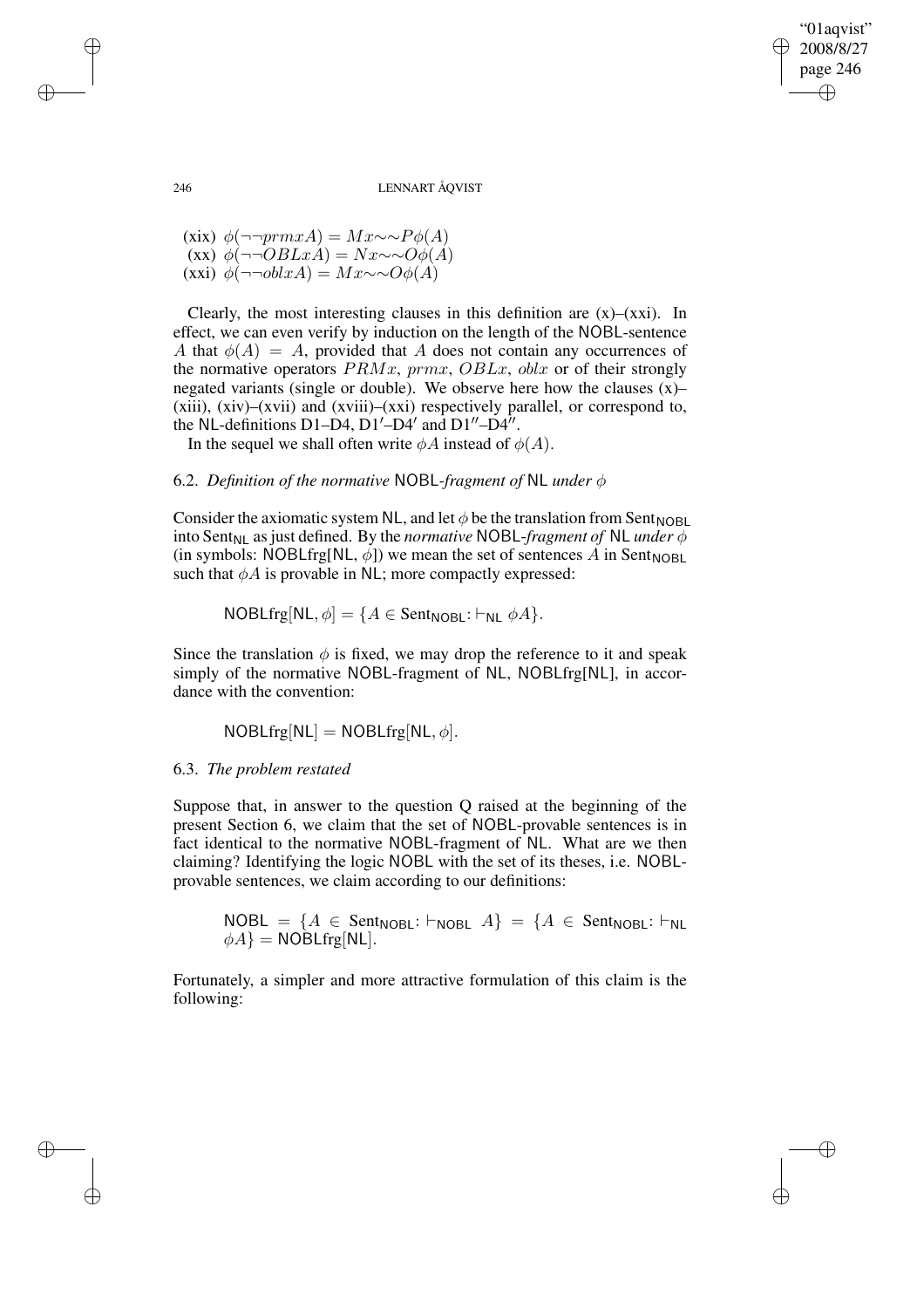(xix) $\phi(\neg\neg prmxA) = Mx{\sim}{\sim}P\phi(A)$
(xx) $\phi(\neg\neg OBLxA) = Nx{\sim}{\sim}O\phi(A)$
(xxi) $\phi(\neg\neg oblxA) = Mx{\sim}{\sim}O\phi(A)$

Clearly, the most interesting clauses in this definition are (x)–(xxi). In effect, we can even verify by induction on the length of the NOBL-sentence $A$ that $\phi(A) = A$, provided that $A$ does not contain any occurrences of the normative operators $PRMx$, $prmx$, $OBLx$, $oblx$ or of their strongly negated variants (single or double). We observe here how the clauses (x)–(xiii), (xiv)–(xvii) and (xviii)–(xxi) respectively parallel, or correspond to, the NL-definitions D1–D4, D1′–D4′ and D1′′–D4′′.

In the sequel we shall often write $\phi A$ instead of $\phi(A)$.

### 6.2. *Definition of the normative* NOBL*-fragment of* NL *under* $\phi$

Consider the axiomatic system NL, and let $\phi$ be the translation from $\text{Sent}_{\text{NOBL}}$ into $\text{Sent}_{\text{NL}}$ as just defined. By the *normative* NOBL*-fragment of* NL *under* $\phi$ (in symbols: NOBLfrg[NL, $\phi$]) we mean the set of sentences $A$ in $\text{Sent}_{\text{NOBL}}$ such that $\phi A$ is provable in NL; more compactly expressed:

$$\text{NOBLfrg}[\text{NL}, \phi] = \{A \in \text{Sent}_{\text{NOBL}} \colon \vdash_{\text{NL}} \phi A\}.$$

Since the translation $\phi$ is fixed, we may drop the reference to it and speak simply of the normative NOBL-fragment of NL, NOBLfrg[NL], in accordance with the convention:

$$\text{NOBLfrg}[\text{NL}] = \text{NOBLfrg}[\text{NL}, \phi].$$

### 6.3. *The problem restated*

Suppose that, in answer to the question Q raised at the beginning of the present Section 6, we claim that the set of NOBL-provable sentences is in fact identical to the normative NOBL-fragment of NL. What are we then claiming? Identifying the logic NOBL with the set of its theses, i.e. NOBL-provable sentences, we claim according to our definitions:

$$\text{NOBL} = \{A \in \text{Sent}_{\text{NOBL}} \colon \vdash_{\text{NOBL}} A\} = \{A \in \text{Sent}_{\text{NOBL}} \colon \vdash_{\text{NL}} \phi A\} = \text{NOBLfrg}[\text{NL}].$$

Fortunately, a simpler and more attractive formulation of this claim is the following: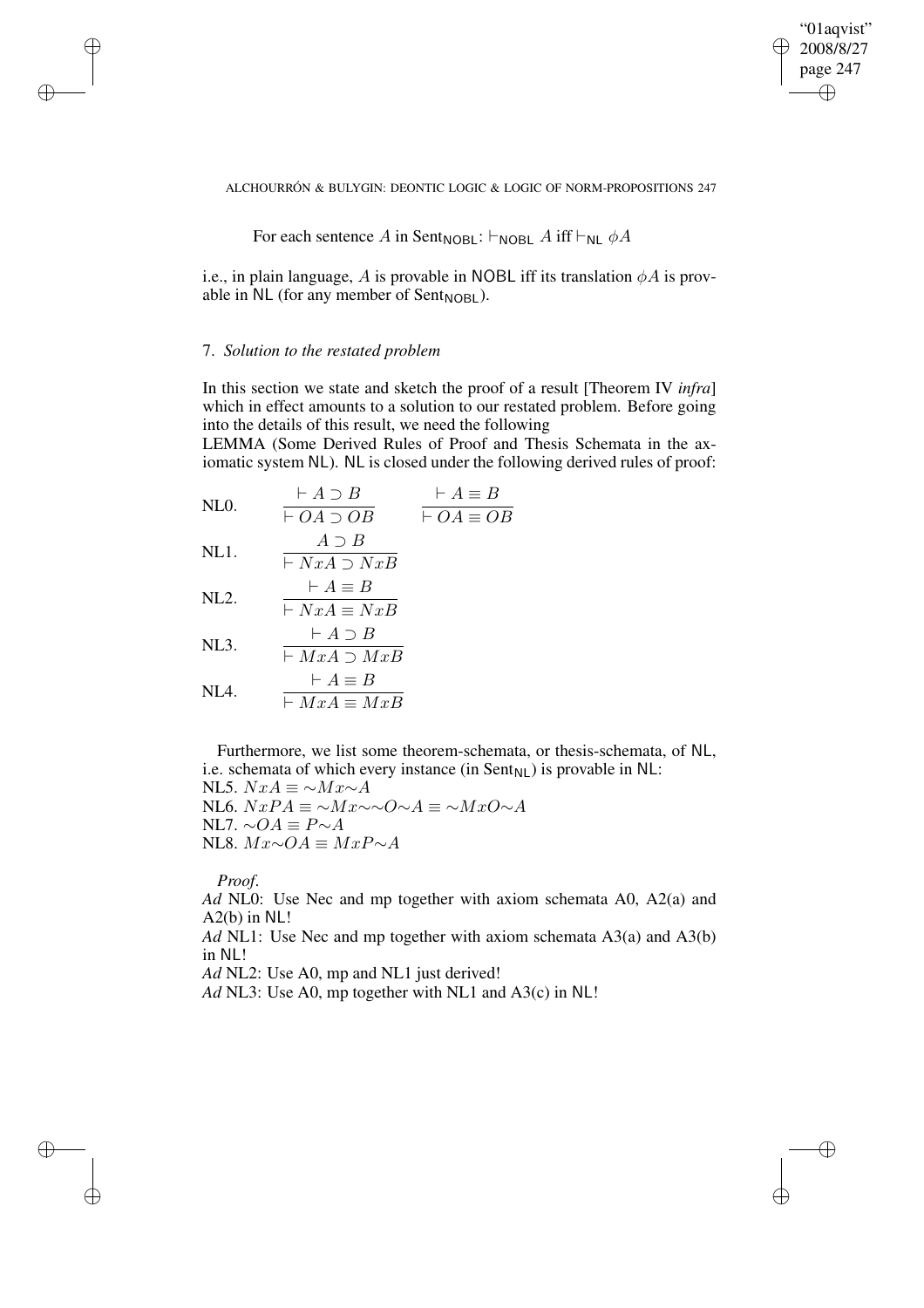For each sentence $A$ in $\text{Sent}_{\mathsf{NOBL}}$: $\vdash_{\mathsf{NOBL}} A$ iff $\vdash_{\mathsf{NL}} \phi A$

i.e., in plain language, $A$ is provable in NOBL iff its translation $\phi A$ is provable in NL (for any member of $\text{Sent}_{\mathsf{NOBL}}$).

## 7. *Solution to the restated problem*

In this section we state and sketch the proof of a result [Theorem IV *infra*] which in effect amounts to a solution to our restated problem. Before going into the details of this result, we need the following

LEMMA (Some Derived Rules of Proof and Thesis Schemata in the axiomatic system NL). NL is closed under the following derived rules of proof:

NL0. $\dfrac{\vdash A \supset B}{\vdash OA \supset OB}$ $\qquad \dfrac{\vdash A \equiv B}{\vdash OA \equiv OB}$

NL1. $\dfrac{A \supset B}{\vdash NxA \supset NxB}$

NL2. $\dfrac{\vdash A \equiv B}{\vdash NxA \equiv NxB}$

NL3. $\dfrac{\vdash A \supset B}{\vdash MxA \supset MxB}$

NL4. $\dfrac{\vdash A \equiv B}{\vdash MxA \equiv MxB}$

Furthermore, we list some theorem-schemata, or thesis-schemata, of NL, i.e. schemata of which every instance (in $\text{Sent}_{\mathsf{NL}}$) is provable in NL:

NL5. $NxA \equiv \sim Mx\sim A$

NL6. $NxPA \equiv \sim Mx\sim\sim O\sim A \equiv \sim MxO\sim A$

NL7. $\sim OA \equiv P\sim A$

NL8. $Mx\sim OA \equiv MxP\sim A$

*Proof*.

*Ad* NL0: Use Nec and mp together with axiom schemata A0, A2(a) and A2(b) in NL!

*Ad* NL1: Use Nec and mp together with axiom schemata A3(a) and A3(b) in NL!

*Ad* NL2: Use A0, mp and NL1 just derived!

*Ad* NL3: Use A0, mp together with NL1 and A3(c) in NL!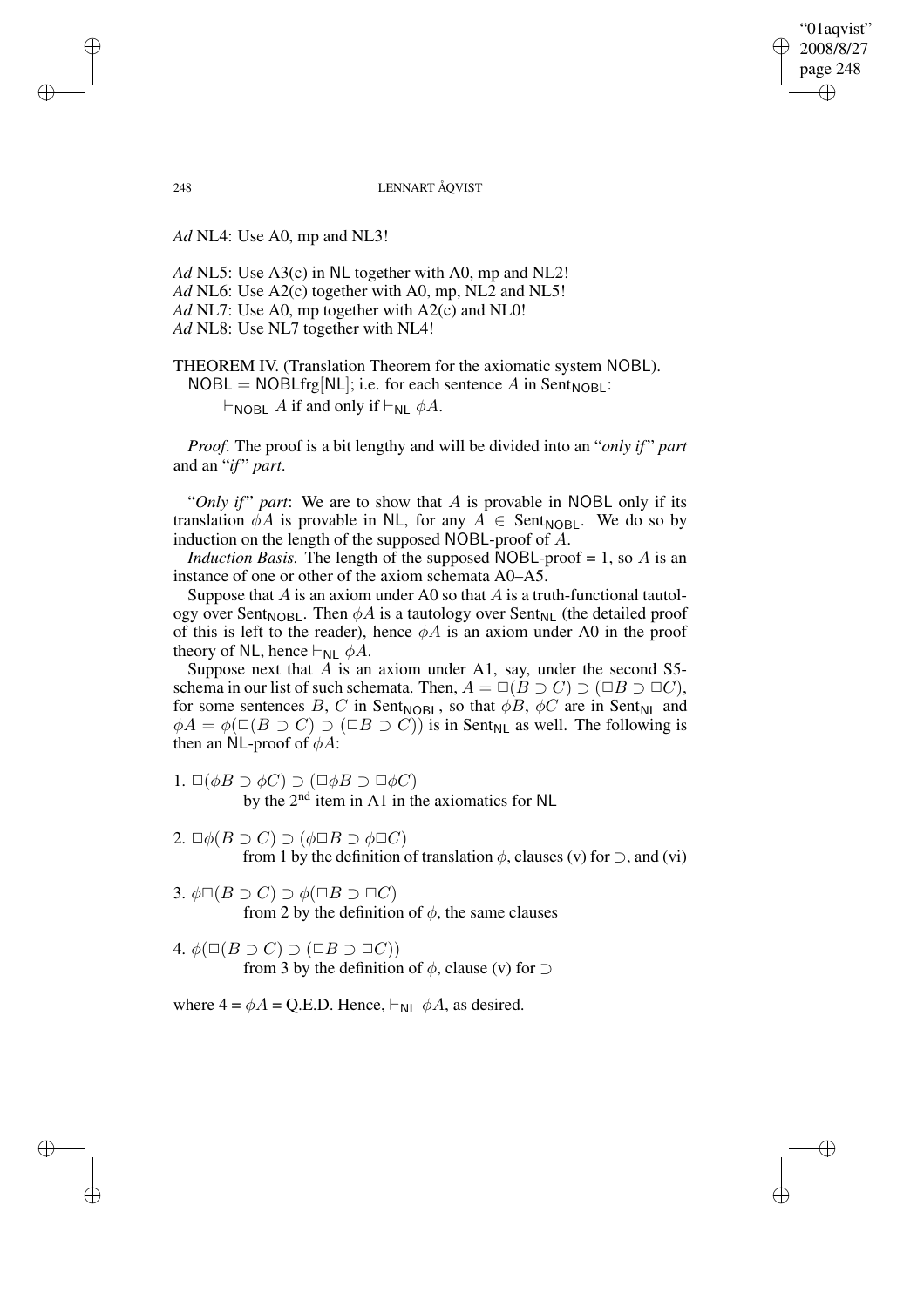*Ad* NL4: Use A0, mp and NL3!

*Ad* NL5: Use A3(c) in NL together with A0, mp and NL2!
*Ad* NL6: Use A2(c) together with A0, mp, NL2 and NL5!
*Ad* NL7: Use A0, mp together with A2(c) and NL0!
*Ad* NL8: Use NL7 together with NL4!

THEOREM IV. (Translation Theorem for the axiomatic system NOBL).
$\mathsf{NOBL} = \mathsf{NOBLfrg}[\mathsf{NL}]$; i.e. for each sentence $A$ in $\text{Sent}_{\mathsf{NOBL}}$:

$\vdash_{\mathsf{NOBL}} A$ if and only if $\vdash_{\mathsf{NL}} \phi A$.

*Proof*. The proof is a bit lengthy and will be divided into an "*only if*" *part* and an "*if*" *part*.

"*Only if*" *part*: We are to show that $A$ is provable in NOBL only if its translation $\phi A$ is provable in NL, for any $A \in \text{Sent}_{\mathsf{NOBL}}$. We do so by induction on the length of the supposed NOBL-proof of $A$.

*Induction Basis.* The length of the supposed NOBL-proof = 1, so $A$ is an instance of one or other of the axiom schemata A0–A5.

Suppose that $A$ is an axiom under A0 so that $A$ is a truth-functional tautology over $\text{Sent}_{\mathsf{NOBL}}$. Then $\phi A$ is a tautology over $\text{Sent}_{\mathsf{NL}}$ (the detailed proof of this is left to the reader), hence $\phi A$ is an axiom under A0 in the proof theory of NL, hence $\vdash_{\mathsf{NL}} \phi A$.

Suppose next that $A$ is an axiom under A1, say, under the second S5-schema in our list of such schemata. Then, $A = \Box(B \supset C) \supset (\Box B \supset \Box C)$, for some sentences $B$, $C$ in $\text{Sent}_{\mathsf{NOBL}}$, so that $\phi B$, $\phi C$ are in $\text{Sent}_{\mathsf{NL}}$ and $\phi A = \phi(\Box(B \supset C) \supset (\Box B \supset \Box C))$ is in $\text{Sent}_{\mathsf{NL}}$ as well. The following is then an NL-proof of $\phi A$:

1. $\Box(\phi B \supset \phi C) \supset (\Box\phi B \supset \Box\phi C)$
   by the 2nd item in A1 in the axiomatics for NL

2. $\Box\phi(B \supset C) \supset (\phi\Box B \supset \phi\Box C)$
   from 1 by the definition of translation $\phi$, clauses (v) for $\supset$, and (vi)

3. $\phi\Box(B \supset C) \supset \phi(\Box B \supset \Box C)$
   from 2 by the definition of $\phi$, the same clauses

4. $\phi(\Box(B \supset C) \supset (\Box B \supset \Box C))$
   from 3 by the definition of $\phi$, clause (v) for $\supset$

where 4 = $\phi A$ = Q.E.D. Hence, $\vdash_{\mathsf{NL}} \phi A$, as desired.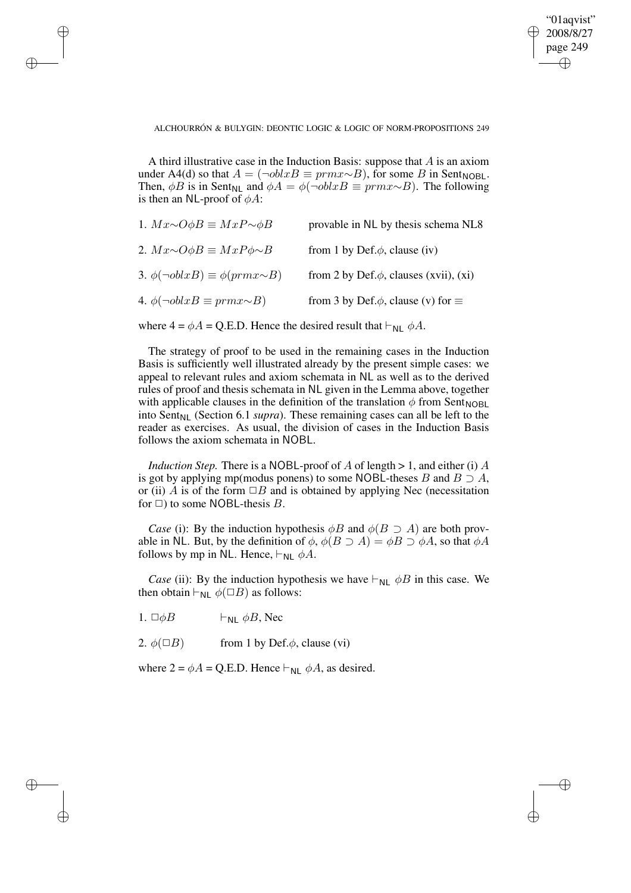A third illustrative case in the Induction Basis: suppose that $A$ is an axiom under A4(d) so that $A = (\neg oblxB \equiv prmx{\sim}B)$, for some $B$ in $\mathsf{Sent}_{\mathsf{NOBL}}$. Then, $\phi B$ is in $\mathsf{Sent}_{\mathsf{NL}}$ and $\phi A = \phi(\neg oblxB \equiv prmx{\sim}B)$. The following is then an NL-proof of $\phi A$:

1. $Mx{\sim}O\phi B \equiv MxP{\sim}\phi B$ — provable in NL by thesis schema NL8
2. $Mx{\sim}O\phi B \equiv MxP\phi{\sim}B$ — from 1 by Def.$\phi$, clause (iv)
3. $\phi(\neg oblxB) \equiv \phi(prmx{\sim}B)$ — from 2 by Def.$\phi$, clauses (xvii), (xi)
4. $\phi(\neg oblxB \equiv prmx{\sim}B)$ — from 3 by Def.$\phi$, clause (v) for $\equiv$

where 4 = $\phi A$ = Q.E.D. Hence the desired result that $\vdash_{\mathsf{NL}} \phi A$.

The strategy of proof to be used in the remaining cases in the Induction Basis is sufficiently well illustrated already by the present simple cases: we appeal to relevant rules and axiom schemata in NL as well as to the derived rules of proof and thesis schemata in NL given in the Lemma above, together with applicable clauses in the definition of the translation $\phi$ from $\mathsf{Sent}_{\mathsf{NOBL}}$ into $\mathsf{Sent}_{\mathsf{NL}}$ (Section 6.1 *supra*). These remaining cases can all be left to the reader as exercises. As usual, the division of cases in the Induction Basis follows the axiom schemata in NOBL.

*Induction Step.* There is a NOBL-proof of $A$ of length > 1, and either (i) $A$ is got by applying mp(modus ponens) to some NOBL-theses $B$ and $B \supset A$, or (ii) $A$ is of the form $\Box B$ and is obtained by applying Nec (necessitation for $\Box$) to some NOBL-thesis $B$.

*Case* (i): By the induction hypothesis $\phi B$ and $\phi(B \supset A)$ are both provable in NL. But, by the definition of $\phi$, $\phi(B \supset A) = \phi B \supset \phi A$, so that $\phi A$ follows by mp in NL. Hence, $\vdash_{\mathsf{NL}} \phi A$.

*Case* (ii): By the induction hypothesis we have $\vdash_{\mathsf{NL}} \phi B$ in this case. We then obtain $\vdash_{\mathsf{NL}} \phi(\Box B)$ as follows:

1. $\Box\phi B$ — $\vdash_{\mathsf{NL}} \phi B$, Nec
2. $\phi(\Box B)$ — from 1 by Def.$\phi$, clause (vi)

where 2 = $\phi A$ = Q.E.D. Hence $\vdash_{\mathsf{NL}} \phi A$, as desired.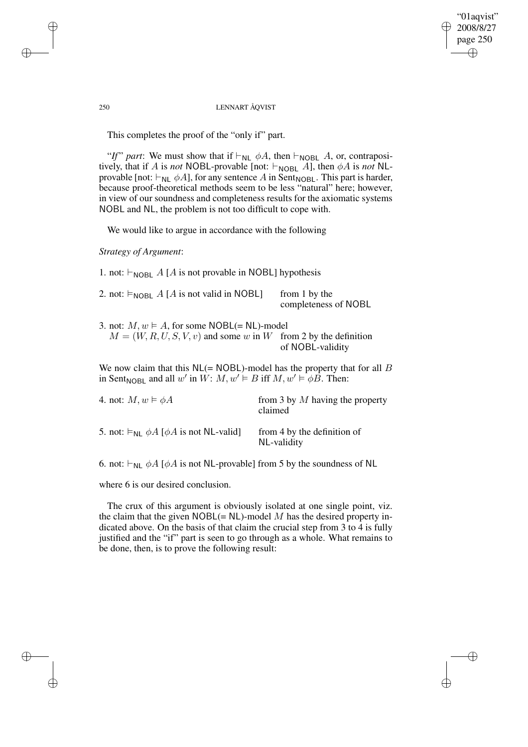This completes the proof of the "only if" part.

"*If*" *part*: We must show that if $\vdash_{\mathsf{NL}} \phi A$, then $\vdash_{\mathsf{NOBL}} A$, or, contrapositively, that if $A$ is *not* NOBL-provable [not: $\vdash_{\mathsf{NOBL}} A$], then $\phi A$ is *not* NL-provable [not: $\vdash_{\mathsf{NL}} \phi A$], for any sentence $A$ in $\mathrm{Sent}_{\mathsf{NOBL}}$. This part is harder, because proof-theoretical methods seem to be less "natural" here; however, in view of our soundness and completeness results for the axiomatic systems NOBL and NL, the problem is not too difficult to cope with.

We would like to argue in accordance with the following

*Strategy of Argument*:

1. not: $\vdash_{\mathsf{NOBL}} A$ [$A$ is not provable in NOBL] hypothesis

2. not: $\vDash_{\mathsf{NOBL}} A$ [$A$ is not valid in NOBL] — from 1 by the completeness of NOBL

3. not: $M, w \vDash A$, for some NOBL(= NL)-model $M = (W, R, U, S, V, v)$ and some $w$ in $W$ — from 2 by the definition of NOBL-validity

We now claim that this NL(= NOBL)-model has the property that for all $B$ in $\mathrm{Sent}_{\mathsf{NOBL}}$ and all $w'$ in $W$: $M, w' \vDash B$ iff $M, w' \vDash \phi B$. Then:

4. not: $M, w \vDash \phi A$ — from 3 by $M$ having the property claimed

5. not: $\vDash_{\mathsf{NL}} \phi A$ [$\phi A$ is not NL-valid] — from 4 by the definition of NL-validity

6. not: $\vdash_{\mathsf{NL}} \phi A$ [$\phi A$ is not NL-provable] from 5 by the soundness of NL

where 6 is our desired conclusion.

The crux of this argument is obviously isolated at one single point, viz. the claim that the given NOBL(= NL)-model $M$ has the desired property indicated above. On the basis of that claim the crucial step from 3 to 4 is fully justified and the "if" part is seen to go through as a whole. What remains to be done, then, is to prove the following result: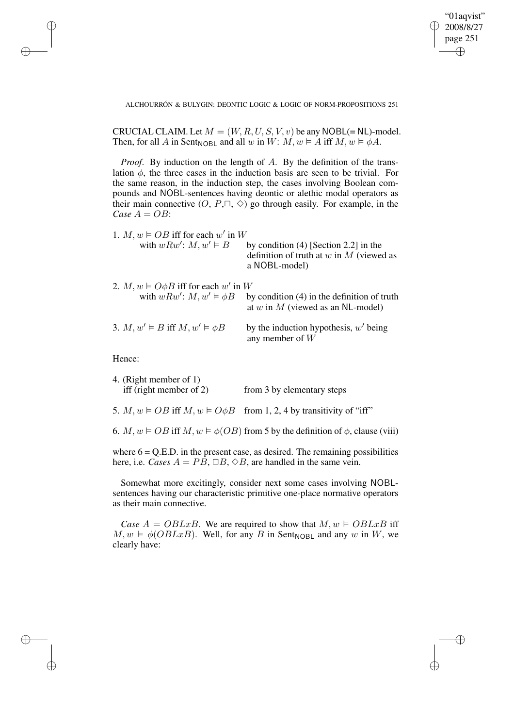CRUCIAL CLAIM. Let $M = (W, R, U, S, V, v)$ be any NOBL(= NL)-model. Then, for all $A$ in $\text{Sent}_{\text{NOBL}}$ and all $w$ in $W$: $M, w \vDash A$ iff $M, w \vDash \phi A$.

*Proof*. By induction on the length of $A$. By the definition of the translation $\phi$, the three cases in the induction basis are seen to be trivial. For the same reason, in the induction step, the cases involving Boolean compounds and NOBL-sentences having deontic or alethic modal operators as their main connective ($O$, $P$, $\Box$, $\Diamond$) go through easily. For example, in the *Case* $A = OB$:

1. $M, w \vDash OB$ iff for each $w'$ in $W$ with $wRw'$: $M, w' \vDash B$ — by condition (4) [Section 2.2] in the definition of truth at $w$ in $M$ (viewed as a NOBL-model)

2. $M, w \vDash O\phi B$ iff for each $w'$ in $W$ with $wRw'$: $M, w' \vDash \phi B$ — by condition (4) in the definition of truth at $w$ in $M$ (viewed as an NL-model)

3. $M, w' \vDash B$ iff $M, w' \vDash \phi B$ — by the induction hypothesis, $w'$ being any member of $W$

Hence:

4. (Right member of 1) iff (right member of 2) — from 3 by elementary steps

5. $M, w \vDash OB$ iff $M, w \vDash O\phi B$ — from 1, 2, 4 by transitivity of "iff"

6. $M, w \vDash OB$ iff $M, w \vDash \phi(OB)$ — from 5 by the definition of $\phi$, clause (viii)

where 6 = Q.E.D. in the present case, as desired. The remaining possibilities here, i.e. *Cases* $A = PB, \Box B, \Diamond B$, are handled in the same vein.

Somewhat more excitingly, consider next some cases involving NOBL-sentences having our characteristic primitive one-place normative operators as their main connective.

*Case* $A = OBLxB$. We are required to show that $M, w \vDash OBLxB$ iff $M, w \vDash \phi(OBLxB)$. Well, for any $B$ in $\text{Sent}_{\text{NOBL}}$ and any $w$ in $W$, we clearly have: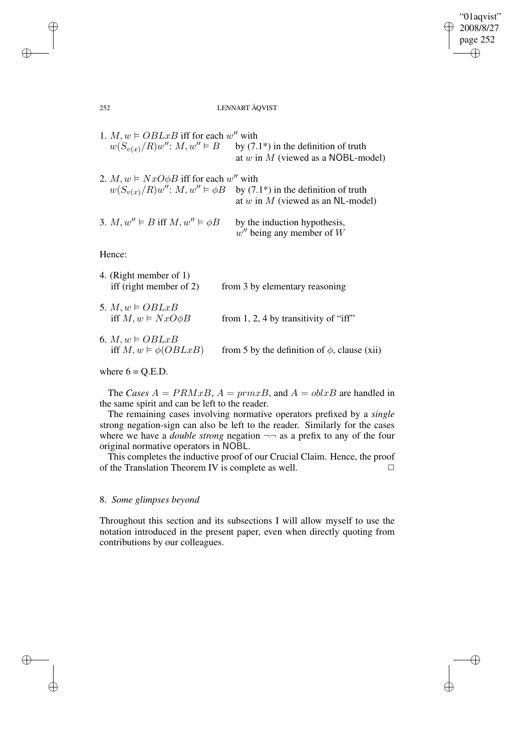1. $M, w \vDash OBLxB$ iff for each $w''$ with $w(S_{v(x)}/R)w''$: $M, w'' \vDash B$ — by (7.1*) in the definition of truth at $w$ in $M$ (viewed as a NOBL-model)

2. $M, w \vDash NxO\phi B$ iff for each $w''$ with $w(S_{v(x)}/R)w''$: $M, w'' \vDash \phi B$ — by (7.1*) in the definition of truth at $w$ in $M$ (viewed as an NL-model)

3. $M, w'' \vDash B$ iff $M, w'' \vDash \phi B$ — by the induction hypothesis, $w''$ being any member of $W$

Hence:

4. (Right member of 1) iff (right member of 2) — from 3 by elementary reasoning

5. $M, w \vDash OBLxB$ iff $M, w \vDash NxO\phi B$ — from 1, 2, 4 by transitivity of "iff"

6. $M, w \vDash OBLxB$ iff $M, w \vDash \phi(OBLxB)$ — from 5 by the definition of $\phi$, clause (xii)

where 6 = Q.E.D.

The *Cases* $A = PRMxB$, $A = prmxB$, and $A = oblxB$ are handled in the same spirit and can be left to the reader.

The remaining cases involving normative operators prefixed by a *single* strong negation-sign can also be left to the reader. Similarly for the cases where we have a *double strong* negation $\neg\neg$ as a prefix to any of the four original normative operators in NOBL.

This completes the inductive proof of our Crucial Claim. Hence, the proof of the Translation Theorem IV is complete as well. □

## 8. *Some glimpses beyond*

Throughout this section and its subsections I will allow myself to use the notation introduced in the present paper, even when directly quoting from contributions by our colleagues.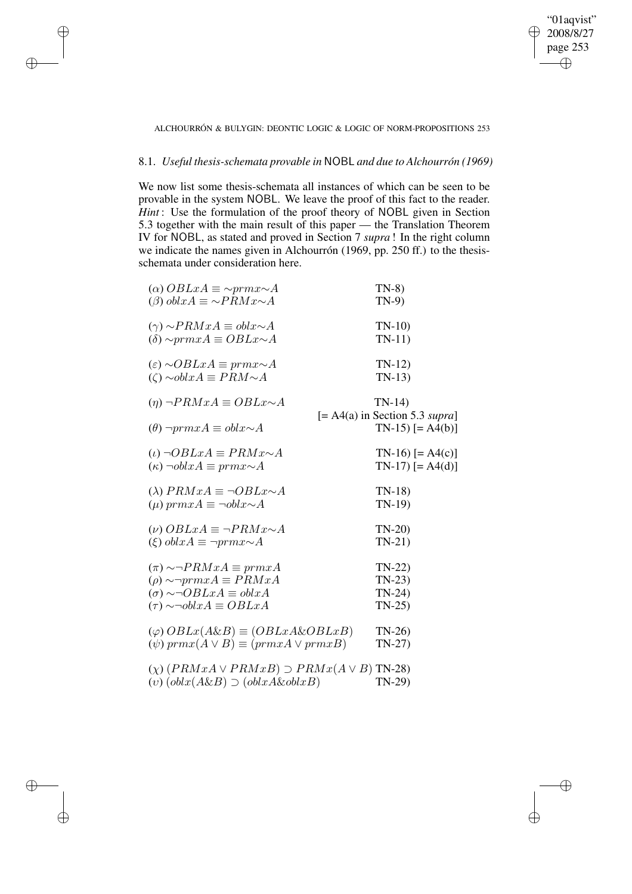### 8.1. *Useful thesis-schemata provable in* NOBL *and due to Alchourrón (1969)*

We now list some thesis-schemata all instances of which can be seen to be provable in the system NOBL. We leave the proof of this fact to the reader. *Hint*: Use the formulation of the proof theory of NOBL given in Section 5.3 together with the main result of this paper — the Translation Theorem IV for NOBL, as stated and proved in Section 7 *supra*! In the right column we indicate the names given in Alchourrón (1969, pp. 250 ff.) to the thesis-schemata under consideration here.

| | |
|---|---|
| ($\alpha$) $OBLxA \equiv \sim prmx\sim A$ | TN-8) |
| ($\beta$) $oblxA \equiv \sim PRMx\sim A$ | TN-9) |
| ($\gamma$) $\sim PRMxA \equiv oblx\sim A$ | TN-10) |
| ($\delta$) $\sim prmxA \equiv OBLx\sim A$ | TN-11) |
| ($\varepsilon$) $\sim OBLxA \equiv prmx\sim A$ | TN-12) |
| ($\zeta$) $\sim oblxA \equiv PRM\sim A$ | TN-13) |
| ($\eta$) $\neg PRMxA \equiv OBLx\sim A$ | TN-14) [= A4(a) in Section 5.3 *supra*] |
| ($\theta$) $\neg prmxA \equiv oblx\sim A$ | TN-15) [= A4(b)] |
| ($\iota$) $\neg OBLxA \equiv PRMx\sim A$ | TN-16) [= A4(c)] |
| ($\kappa$) $\neg oblxA \equiv prmx\sim A$ | TN-17) [= A4(d)] |
| ($\lambda$) $PRMxA \equiv \neg OBLx\sim A$ | TN-18) |
| ($\mu$) $prmxA \equiv \neg oblx\sim A$ | TN-19) |
| ($\nu$) $OBLxA \equiv \neg PRMx\sim A$ | TN-20) |
| ($\xi$) $oblxA \equiv \neg prmx\sim A$ | TN-21) |
| ($\pi$) $\sim\neg PRMxA \equiv prmxA$ | TN-22) |
| ($\rho$) $\sim\neg prmxA \equiv PRMxA$ | TN-23) |
| ($\sigma$) $\sim\neg OBLxA \equiv oblxA$ | TN-24) |
| ($\tau$) $\sim\neg oblxA \equiv OBLxA$ | TN-25) |
| ($\varphi$) $OBLx(A\&B) \equiv (OBLxA\&OBLxB)$ | TN-26) |
| ($\psi$) $prmx(A \vee B) \equiv (prmxA \vee prmxB)$ | TN-27) |
| ($\chi$) $(PRMxA \vee PRMxB) \supset PRMx(A \vee B)$ | TN-28) |
| ($\upsilon$) $(oblx(A\&B) \supset (oblxA\&oblxB)$ | TN-29) |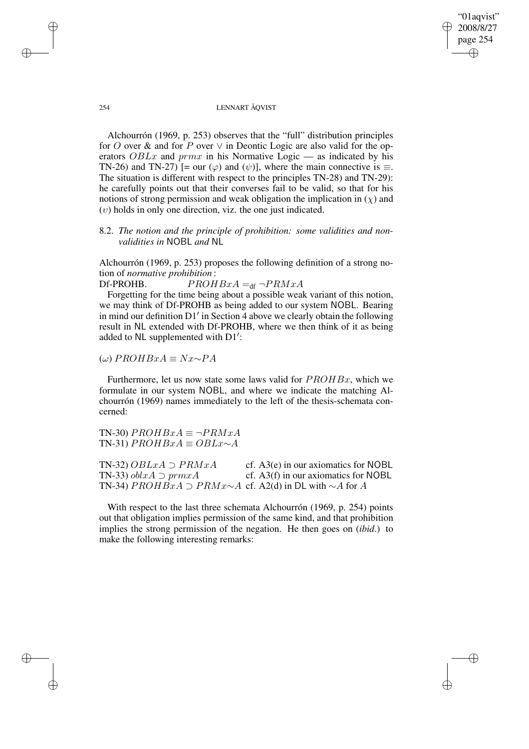Alchourrón (1969, p. 253) observes that the "full" distribution principles for $O$ over & and for $P$ over $\vee$ in Deontic Logic are also valid for the operators $OBLx$ and $prmx$ in his Normative Logic — as indicated by his TN-26) and TN-27) [= our ($\varphi$) and ($\psi$)], where the main connective is $\equiv$. The situation is different with respect to the principles TN-28) and TN-29): he carefully points out that their converses fail to be valid, so that for his notions of strong permission and weak obligation the implication in ($\chi$) and ($\upsilon$) holds in only one direction, viz. the one just indicated.

### 8.2. *The notion and the principle of prohibition: some validities and non-validities in* NOBL *and* NL

Alchourrón (1969, p. 253) proposes the following definition of a strong notion of *normative prohibition*:

Df-PROHB. $\quad PROHBxA =_{\text{df}} \neg PRMxA$

Forgetting for the time being about a possible weak variant of this notion, we may think of Df-PROHB as being added to our system NOBL. Bearing in mind our definition D1′ in Section 4 above we clearly obtain the following result in NL extended with Df-PROHB, where we then think of it as being added to NL supplemented with D1′:

($\omega$) $PROHBxA \equiv Nx{\sim}PA$

Furthermore, let us now state some laws valid for $PROHBx$, which we formulate in our system NOBL, and where we indicate the matching Alchourrón (1969) names immediately to the left of the thesis-schemata concerned:

TN-30) $PROHBxA \equiv \neg PRMxA$
TN-31) $PROHBxA \equiv OBLx{\sim}A$

TN-32) $OBLxA \supset PRMxA$ — cf. A3(e) in our axiomatics for NOBL
TN-33) $oblxA \supset prmxA$ — cf. A3(f) in our axiomatics for NOBL
TN-34) $PROHBxA \supset PRMx{\sim}A$ — cf. A2(d) in DL with ${\sim}A$ for $A$

With respect to the last three schemata Alchourrón (1969, p. 254) points out that obligation implies permission of the same kind, and that prohibition implies the strong permission of the negation. He then goes on (*ibid.*) to make the following interesting remarks: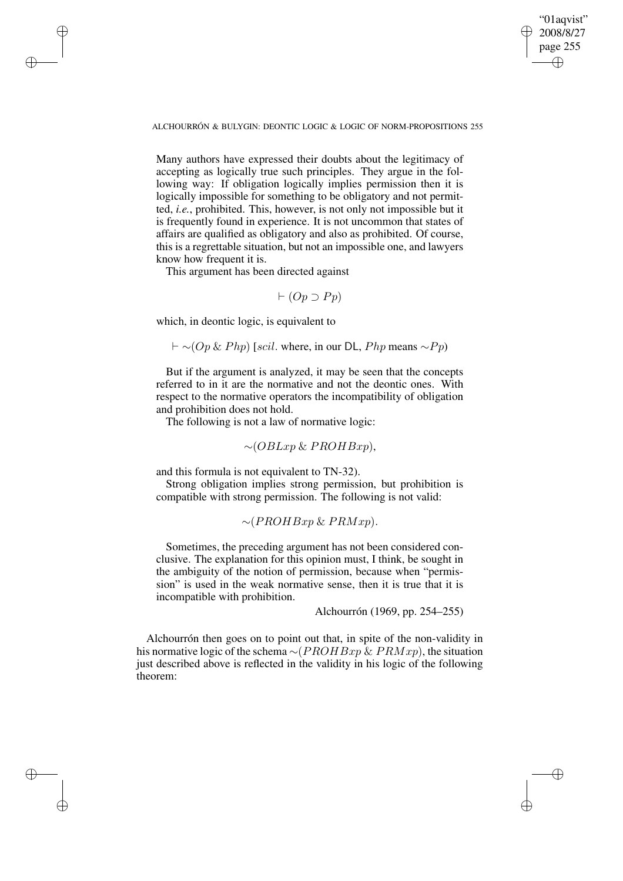> Many authors have expressed their doubts about the legitimacy of accepting as logically true such principles. They argue in the following way: If obligation logically implies permission then it is logically impossible for something to be obligatory and not permitted, *i.e.*, prohibited. This, however, is not only not impossible but it is frequently found in experience. It is not uncommon that states of affairs are qualified as obligatory and also as prohibited. Of course, this is a regrettable situation, but not an impossible one, and lawyers know how frequent it is.
>
> This argument has been directed against
>
> $$\vdash (Op \supset Pp)$$
>
> which, in deontic logic, is equivalent to
>
> $$\vdash \sim(Op \,\&\, Php) \text{ [}scil.\text{ where, in our DL, } Php \text{ means } \sim Pp\text{)}$$
>
> But if the argument is analyzed, it may be seen that the concepts referred to in it are the normative and not the deontic ones. With respect to the normative operators the incompatibility of obligation and prohibition does not hold.
>
> The following is not a law of normative logic:
>
> $$\sim(OBLxp \,\&\, PROHBxp),$$
>
> and this formula is not equivalent to TN-32).
>
> Strong obligation implies strong permission, but prohibition is compatible with strong permission. The following is not valid:
>
> $$\sim(PROHBxp \,\&\, PRMxp).$$
>
> Sometimes, the preceding argument has not been considered conclusive. The explanation for this opinion must, I think, be sought in the ambiguity of the notion of permission, because when "permission" is used in the weak normative sense, then it is true that it is incompatible with prohibition.
>
> Alchourrón (1969, pp. 254–255)

Alchourrón then goes on to point out that, in spite of the non-validity in his normative logic of the schema $\sim(PROHBxp \,\&\, PRMxp)$, the situation just described above is reflected in the validity in his logic of the following theorem: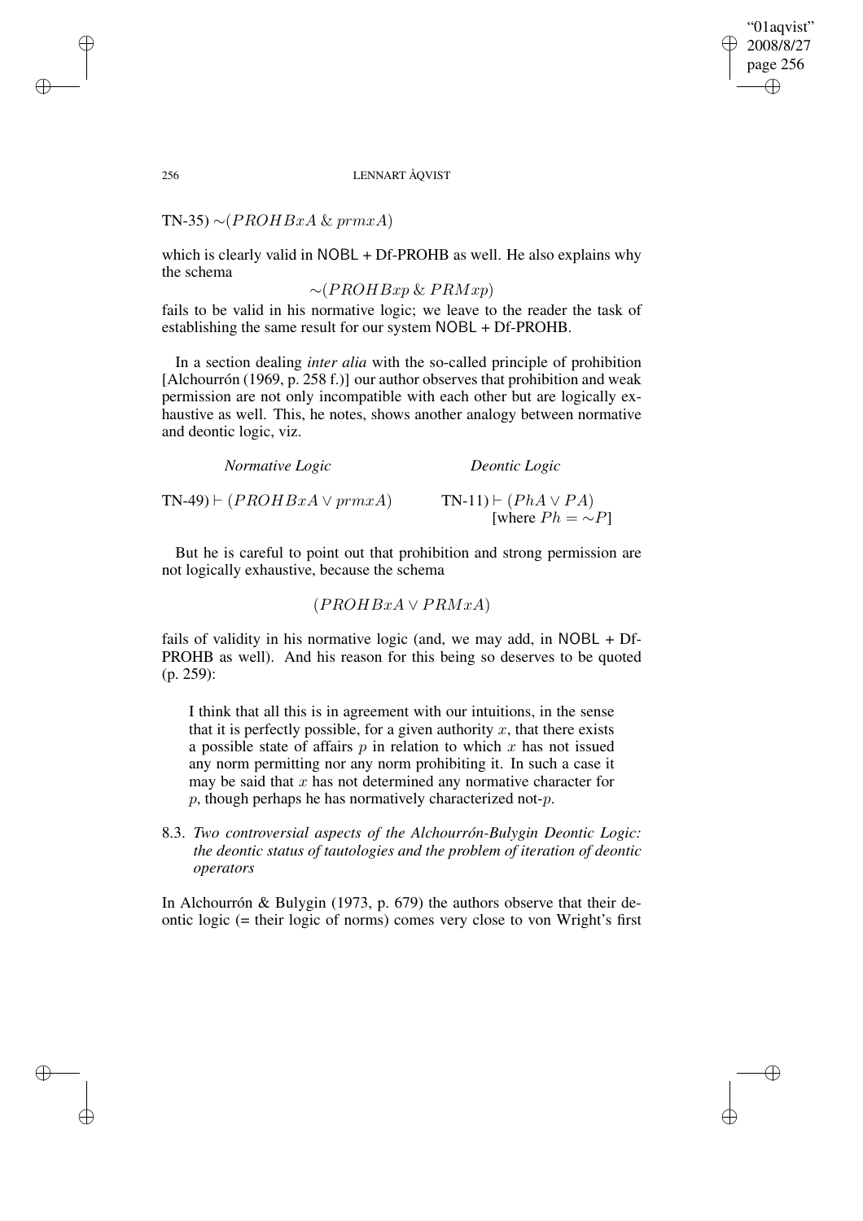TN-35) $\sim(PROHBxA \,\&\, prmxA)$

which is clearly valid in NOBL + Df-PROHB as well. He also explains why the schema

$$\sim(PROHBxp \,\&\, PRMxp)$$

fails to be valid in his normative logic; we leave to the reader the task of establishing the same result for our system NOBL + Df-PROHB.

In a section dealing *inter alia* with the so-called principle of prohibition [Alchourrón (1969, p. 258 f.)] our author observes that prohibition and weak permission are not only incompatible with each other but are logically exhaustive as well. This, he notes, shows another analogy between normative and deontic logic, viz.

| *Normative Logic* | *Deontic Logic* |
|---|---|
| TN-49) $\vdash (PROHBxA \vee prmxA)$ | TN-11) $\vdash (PhA \vee PA)$ [where $Ph = \sim P$] |

But he is careful to point out that prohibition and strong permission are not logically exhaustive, because the schema

$$(PROHBxA \vee PRMxA)$$

fails of validity in his normative logic (and, we may add, in NOBL + Df-PROHB as well). And his reason for this being so deserves to be quoted (p. 259):

> I think that all this is in agreement with our intuitions, in the sense that it is perfectly possible, for a given authority $x$, that there exists a possible state of affairs $p$ in relation to which $x$ has not issued any norm permitting nor any norm prohibiting it. In such a case it may be said that $x$ has not determined any normative character for $p$, though perhaps he has normatively characterized not-$p$.

### 8.3. *Two controversial aspects of the Alchourrón-Bulygin Deontic Logic: the deontic status of tautologies and the problem of iteration of deontic operators*

In Alchourrón & Bulygin (1973, p. 679) the authors observe that their deontic logic (= their logic of norms) comes very close to von Wright's first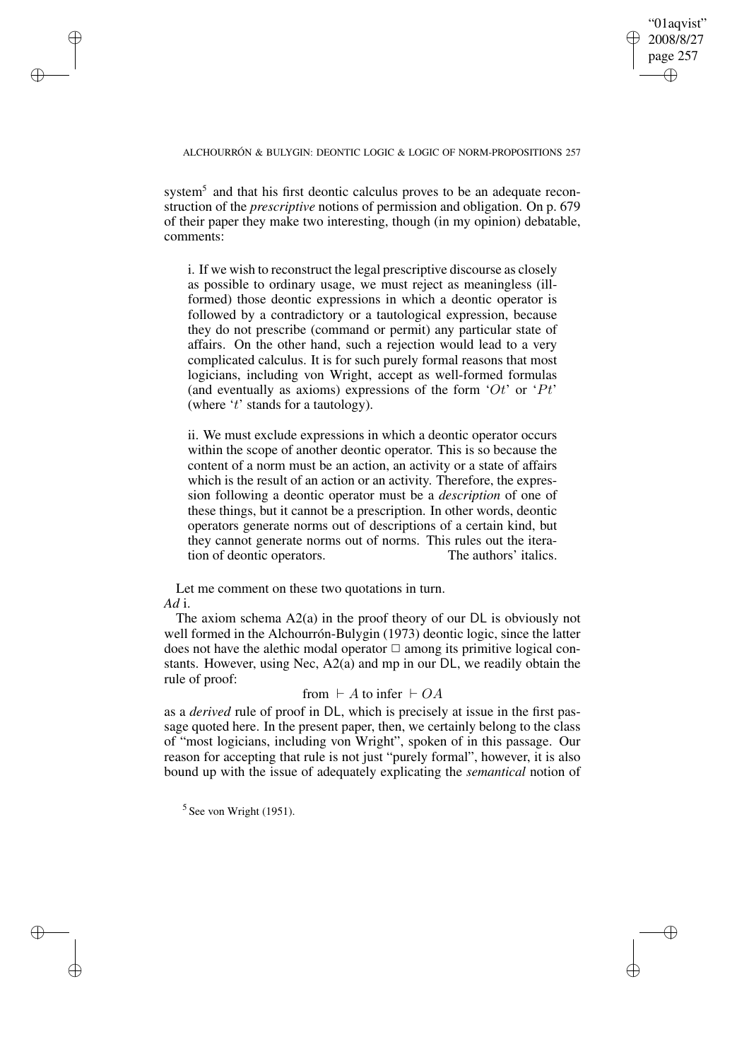system[5] and that his first deontic calculus proves to be an adequate reconstruction of the *prescriptive* notions of permission and obligation. On p. 679 of their paper they make two interesting, though (in my opinion) debatable, comments:

> i. If we wish to reconstruct the legal prescriptive discourse as closely as possible to ordinary usage, we must reject as meaningless (ill-formed) those deontic expressions in which a deontic operator is followed by a contradictory or a tautological expression, because they do not prescribe (command or permit) any particular state of affairs. On the other hand, such a rejection would lead to a very complicated calculus. It is for such purely formal reasons that most logicians, including von Wright, accept as well-formed formulas (and eventually as axioms) expressions of the form '$Ot$' or '$Pt$' (where '$t$' stands for a tautology).
>
> ii. We must exclude expressions in which a deontic operator occurs within the scope of another deontic operator. This is so because the content of a norm must be an action, an activity or a state of affairs which is the result of an action or an activity. Therefore, the expression following a deontic operator must be a *description* of one of these things, but it cannot be a prescription. In other words, deontic operators generate norms out of descriptions of a certain kind, but they cannot generate norms out of norms. This rules out the iteration of deontic operators. The authors' italics.

Let me comment on these two quotations in turn.

*Ad* i.

The axiom schema A2(a) in the proof theory of our DL is obviously not well formed in the Alchourrón-Bulygin (1973) deontic logic, since the latter does not have the alethic modal operator $\Box$ among its primitive logical constants. However, using Nec, A2(a) and mp in our DL, we readily obtain the rule of proof:

$$\text{from } \vdash A \text{ to infer } \vdash OA$$

as a *derived* rule of proof in DL, which is precisely at issue in the first passage quoted here. In the present paper, then, we certainly belong to the class of "most logicians, including von Wright", spoken of in this passage. Our reason for accepting that rule is not just "purely formal", however, it is also bound up with the issue of adequately explicating the *semantical* notion of

[5] See von Wright (1951).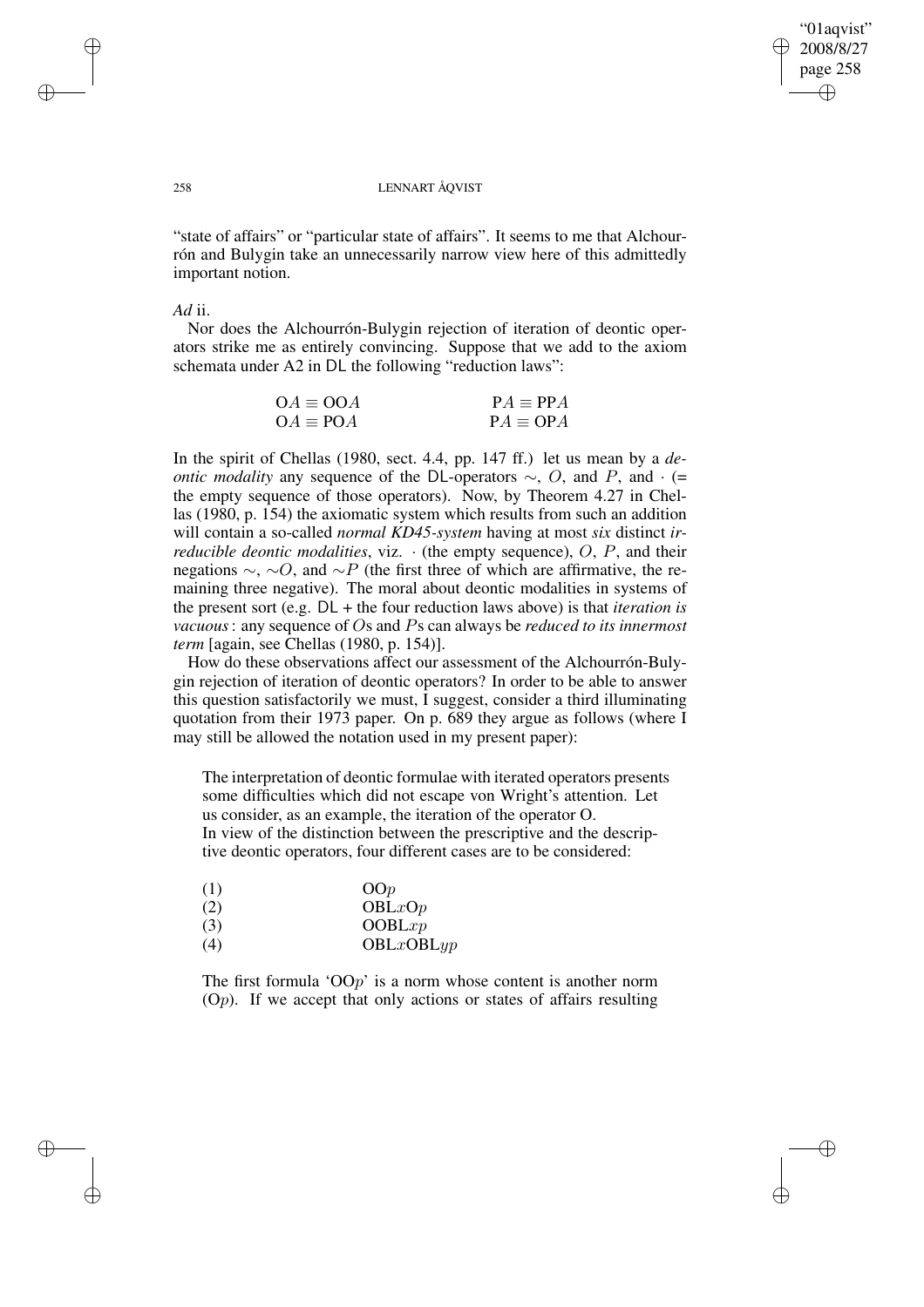"state of affairs" or "particular state of affairs". It seems to me that Alchourrón and Bulygin take an unnecessarily narrow view here of this admittedly important notion.

*Ad* ii.

Nor does the Alchourrón-Bulygin rejection of iteration of deontic operators strike me as entirely convincing. Suppose that we add to the axiom schemata under A2 in DL the following "reduction laws":

$$\mathrm{O}A \equiv \mathrm{OO}A \qquad\qquad \mathrm{P}A \equiv \mathrm{PP}A$$
$$\mathrm{O}A \equiv \mathrm{PO}A \qquad\qquad \mathrm{P}A \equiv \mathrm{OP}A$$

In the spirit of Chellas (1980, sect. 4.4, pp. 147 ff.) let us mean by a *deontic modality* any sequence of the DL-operators $\sim$, $O$, and $P$, and $\cdot$ (= the empty sequence of those operators). Now, by Theorem 4.27 in Chellas (1980, p. 154) the axiomatic system which results from such an addition will contain a so-called *normal KD45-system* having at most *six* distinct *irreducible deontic modalities*, viz. $\cdot$ (the empty sequence), $O$, $P$, and their negations $\sim$, $\sim O$, and $\sim P$ (the first three of which are affirmative, the remaining three negative). The moral about deontic modalities in systems of the present sort (e.g. DL + the four reduction laws above) is that *iteration is vacuous*: any sequence of $O$s and $P$s can always be *reduced to its innermost term* [again, see Chellas (1980, p. 154)].

How do these observations affect our assessment of the Alchourrón-Bulygin rejection of iteration of deontic operators? In order to be able to answer this question satisfactorily we must, I suggest, consider a third illuminating quotation from their 1973 paper. On p. 689 they argue as follows (where I may still be allowed the notation used in my present paper):

> The interpretation of deontic formulae with iterated operators presents some difficulties which did not escape von Wright's attention. Let us consider, as an example, the iteration of the operator O. In view of the distinction between the prescriptive and the descriptive deontic operators, four different cases are to be considered:
>
> (1) $\mathrm{OO}p$
> (2) $\mathrm{OBL}x\mathrm{O}p$
> (3) $\mathrm{OOBL}xp$
> (4) $\mathrm{OBL}x\mathrm{OBL}yp$
>
> The first formula '$\mathrm{OO}p$' is a norm whose content is another norm ($\mathrm{O}p$). If we accept that only actions or states of affairs resulting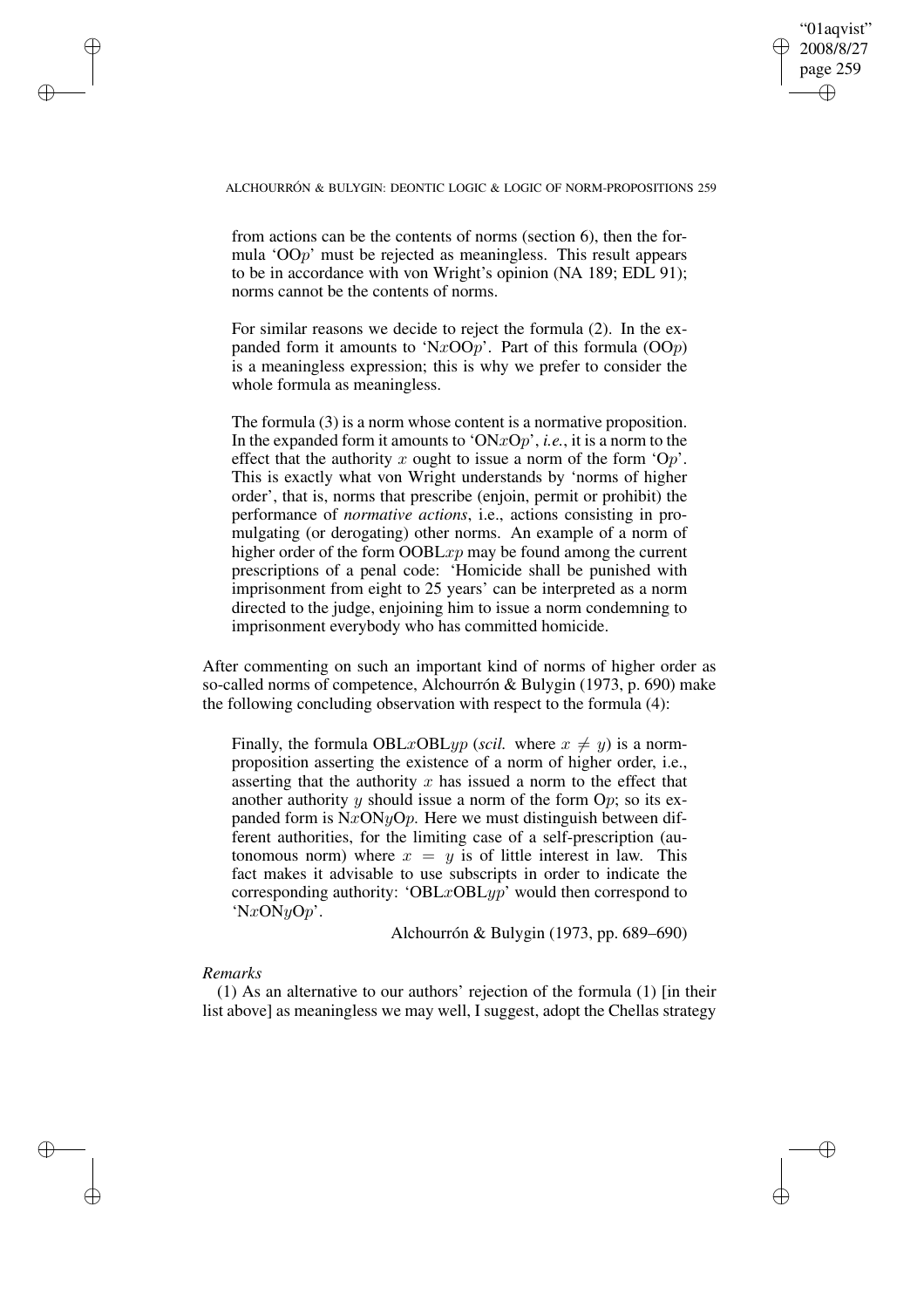from actions can be the contents of norms (section 6), then the formula '$\mathrm{OO}p$' must be rejected as meaningless. This result appears to be in accordance with von Wright's opinion (NA 189; EDL 91); norms cannot be the contents of norms.

> For similar reasons we decide to reject the formula (2). In the expanded form it amounts to '$\mathrm{N}x\mathrm{OO}p$'. Part of this formula ($\mathrm{OO}p$) is a meaningless expression; this is why we prefer to consider the whole formula as meaningless.
>
> The formula (3) is a norm whose content is a normative proposition. In the expanded form it amounts to '$\mathrm{ON}x\mathrm{O}p$', *i.e.*, it is a norm to the effect that the authority $x$ ought to issue a norm of the form '$\mathrm{O}p$'. This is exactly what von Wright understands by 'norms of higher order', that is, norms that prescribe (enjoin, permit or prohibit) the performance of *normative actions*, i.e., actions consisting in promulgating (or derogating) other norms. An example of a norm of higher order of the form $\mathrm{OOBL}xp$ may be found among the current prescriptions of a penal code: 'Homicide shall be punished with imprisonment from eight to 25 years' can be interpreted as a norm directed to the judge, enjoining him to issue a norm condemning to imprisonment everybody who has committed homicide.

After commenting on such an important kind of norms of higher order as so-called norms of competence, Alchourrón & Bulygin (1973, p. 690) make the following concluding observation with respect to the formula (4):

> Finally, the formula $\mathrm{OBL}x\mathrm{OBL}yp$ (*scil.* where $x \neq y$) is a norm-proposition asserting the existence of a norm of higher order, i.e., asserting that the authority $x$ has issued a norm to the effect that another authority $y$ should issue a norm of the form $\mathrm{O}p$; so its expanded form is $\mathrm{N}x\mathrm{ON}y\mathrm{O}p$. Here we must distinguish between different authorities, for the limiting case of a self-prescription (autonomous norm) where $x = y$ is of little interest in law. This fact makes it advisable to use subscripts in order to indicate the corresponding authority: '$\mathrm{OBL}x\mathrm{OBL}yp$' would then correspond to '$\mathrm{N}x\mathrm{ON}y\mathrm{O}p$'.
>
> Alchourrón & Bulygin (1973, pp. 689–690)

*Remarks*

(1) As an alternative to our authors' rejection of the formula (1) [in their list above] as meaningless we may well, I suggest, adopt the Chellas strategy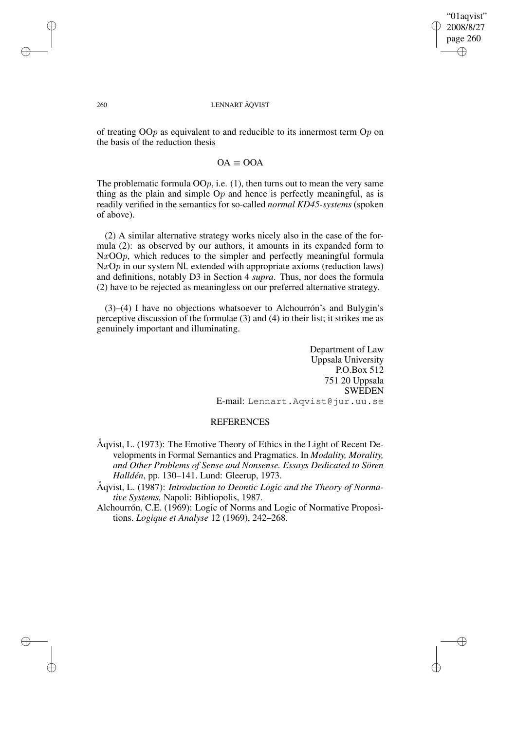of treating O$Op$ as equivalent to and reducible to its innermost term O$p$ on the basis of the reduction thesis

$$\mathrm{OA} \equiv \mathrm{OOA}$$

The problematic formula OO$p$, i.e. (1), then turns out to mean the very same thing as the plain and simple O$p$ and hence is perfectly meaningful, as is readily verified in the semantics for so-called *normal KD45-systems* (spoken of above).

(2) A similar alternative strategy works nicely also in the case of the formula (2): as observed by our authors, it amounts in its expanded form to N$x$OO$p$, which reduces to the simpler and perfectly meaningful formula N$x$O$p$ in our system NL extended with appropriate axioms (reduction laws) and definitions, notably D3 in Section 4 *supra*. Thus, nor does the formula (2) have to be rejected as meaningless on our preferred alternative strategy.

(3)–(4) I have no objections whatsoever to Alchourrón's and Bulygin's perceptive discussion of the formulae (3) and (4) in their list; it strikes me as genuinely important and illuminating.

Department of Law
Uppsala University
P.O.Box 512
751 20 Uppsala
SWEDEN
E-mail: Lennart.Aqvist@jur.uu.se

## REFERENCES

Åqvist, L. (1973): The Emotive Theory of Ethics in the Light of Recent Developments in Formal Semantics and Pragmatics. In *Modality, Morality, and Other Problems of Sense and Nonsense. Essays Dedicated to Sören Halldén*, pp. 130–141. Lund: Gleerup, 1973.

Åqvist, L. (1987): *Introduction to Deontic Logic and the Theory of Normative Systems.* Napoli: Bibliopolis, 1987.

Alchourrón, C.E. (1969): Logic of Norms and Logic of Normative Propositions. *Logique et Analyse* 12 (1969), 242–268.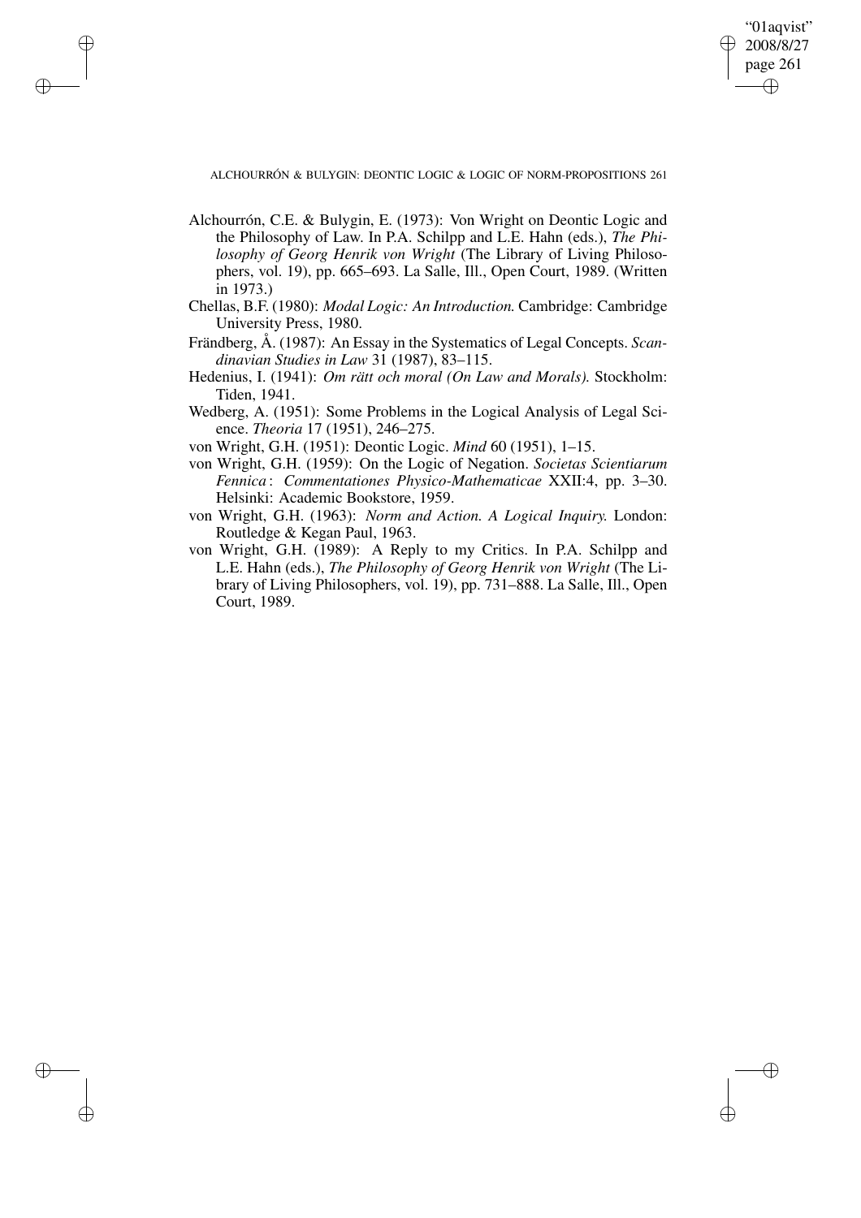Alchourrón, C.E. & Bulygin, E. (1973): Von Wright on Deontic Logic and the Philosophy of Law. In P.A. Schilpp and L.E. Hahn (eds.), *The Philosophy of Georg Henrik von Wright* (The Library of Living Philosophers, vol. 19), pp. 665–693. La Salle, Ill., Open Court, 1989. (Written in 1973.)

Chellas, B.F. (1980): *Modal Logic: An Introduction.* Cambridge: Cambridge University Press, 1980.

Frändberg, Å. (1987): An Essay in the Systematics of Legal Concepts. *Scandinavian Studies in Law* 31 (1987), 83–115.

Hedenius, I. (1941): *Om rätt och moral (On Law and Morals).* Stockholm: Tiden, 1941.

Wedberg, A. (1951): Some Problems in the Logical Analysis of Legal Science. *Theoria* 17 (1951), 246–275.

von Wright, G.H. (1951): Deontic Logic. *Mind* 60 (1951), 1–15.

von Wright, G.H. (1959): On the Logic of Negation. *Societas Scientiarum Fennica*: *Commentationes Physico-Mathematicae* XXII:4, pp. 3–30. Helsinki: Academic Bookstore, 1959.

von Wright, G.H. (1963): *Norm and Action. A Logical Inquiry.* London: Routledge & Kegan Paul, 1963.

von Wright, G.H. (1989): A Reply to my Critics. In P.A. Schilpp and L.E. Hahn (eds.), *The Philosophy of Georg Henrik von Wright* (The Library of Living Philosophers, vol. 19), pp. 731–888. La Salle, Ill., Open Court, 1989.